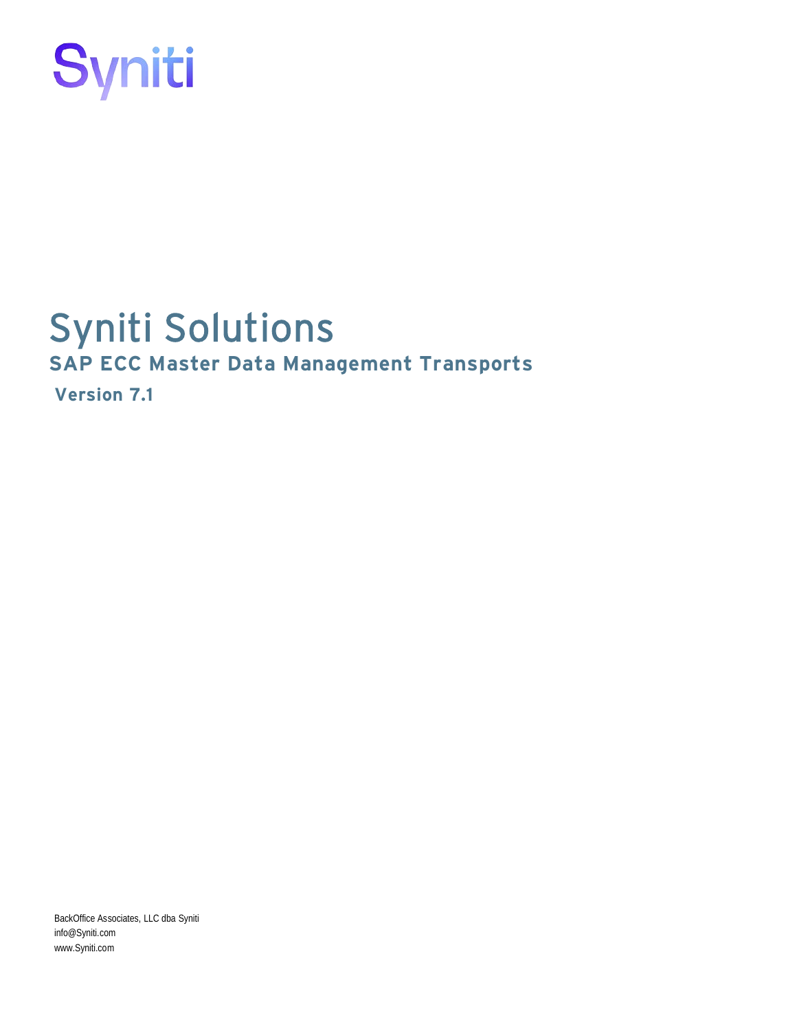Syniti

# Syniti Solutions

## SAP ECC Master Data Management Transports

### Version 7.1

BackOffice Associates, LLC dba Syniti
info@Syniti.com
www.Syniti.com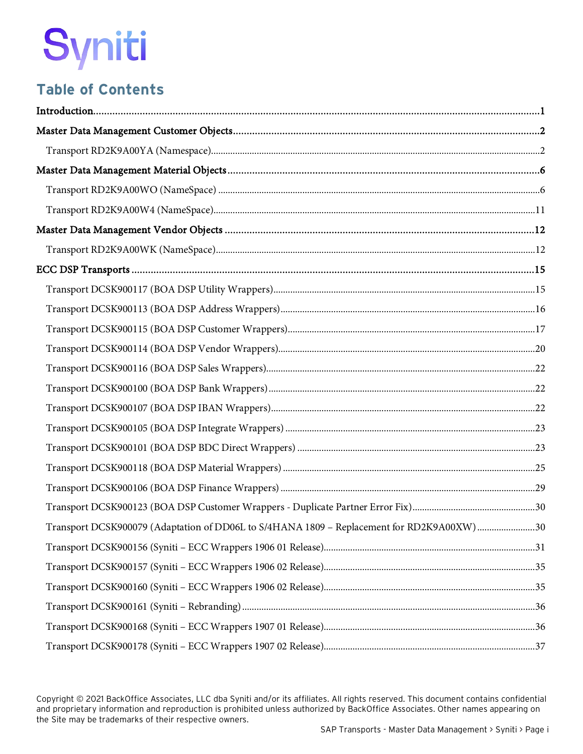# Table of Contents

Introduction.....1

Master Data Management Customer Objects.....2

- Transport RD2K9A00YA (Namespace).....2

Master Data Management Material Objects.....6

- Transport RD2K9A00WO (NameSpace).....6
- Transport RD2K9A00W4 (NameSpace).....11

Master Data Management Vendor Objects.....12

- Transport RD2K9A00WK (NameSpace).....12

ECC DSP Transports.....15

- Transport DCSK900117 (BOA DSP Utility Wrappers).....15
- Transport DCSK900113 (BOA DSP Address Wrappers).....16
- Transport DCSK900115 (BOA DSP Customer Wrappers).....17
- Transport DCSK900114 (BOA DSP Vendor Wrappers).....20
- Transport DCSK900116 (BOA DSP Sales Wrappers).....22
- Transport DCSK900100 (BOA DSP Bank Wrappers).....22
- Transport DCSK900107 (BOA DSP IBAN Wrappers).....22
- Transport DCSK900105 (BOA DSP Integrate Wrappers).....23
- Transport DCSK900101 (BOA DSP BDC Direct Wrappers).....23
- Transport DCSK900118 (BOA DSP Material Wrappers).....25
- Transport DCSK900106 (BOA DSP Finance Wrappers).....29
- Transport DCSK900123 (BOA DSP Customer Wrappers - Duplicate Partner Error Fix).....30
- Transport DCSK900079 (Adaptation of DD06L to S/4HANA 1809 – Replacement for RD2K9A00XW).....30
- Transport DCSK900156 (Syniti – ECC Wrappers 1906 01 Release).....31
- Transport DCSK900157 (Syniti – ECC Wrappers 1906 02 Release).....35
- Transport DCSK900160 (Syniti – ECC Wrappers 1906 02 Release).....35
- Transport DCSK900161 (Syniti – Rebranding).....36
- Transport DCSK900168 (Syniti – ECC Wrappers 1907 01 Release).....36
- Transport DCSK900178 (Syniti – ECC Wrappers 1907 02 Release).....37

Copyright © 2021 BackOffice Associates, LLC dba Syniti and/or its affiliates. All rights reserved. This document contains confidential and proprietary information and reproduction is prohibited unless authorized by BackOffice Associates. Other names appearing on the Site may be trademarks of their respective owners.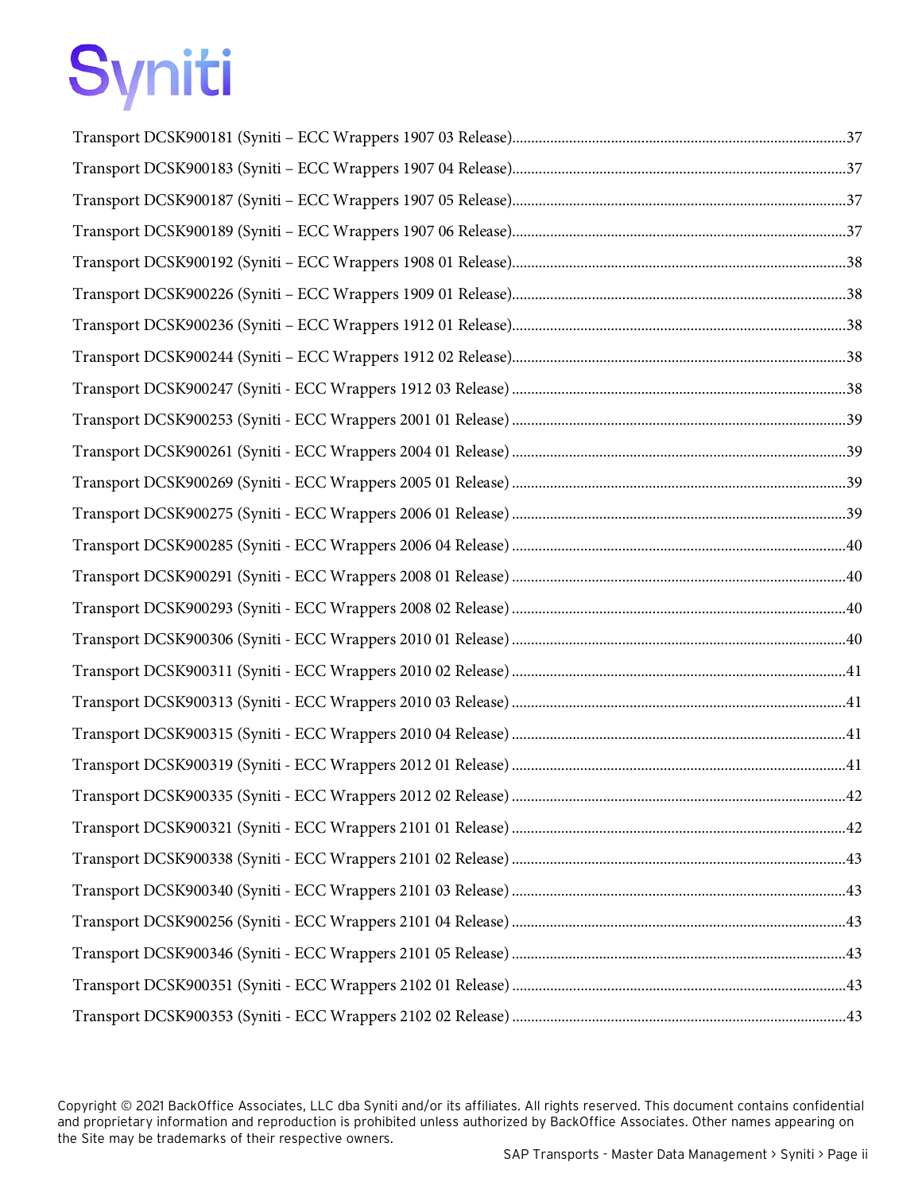Transport DCSK900181 (Syniti – ECC Wrappers 1907 03 Release) .......... 37

Transport DCSK900183 (Syniti – ECC Wrappers 1907 04 Release) .......... 37

Transport DCSK900187 (Syniti – ECC Wrappers 1907 05 Release) .......... 37

Transport DCSK900189 (Syniti – ECC Wrappers 1907 06 Release) .......... 37

Transport DCSK900192 (Syniti – ECC Wrappers 1908 01 Release) .......... 38

Transport DCSK900226 (Syniti – ECC Wrappers 1909 01 Release) .......... 38

Transport DCSK900236 (Syniti – ECC Wrappers 1912 01 Release) .......... 38

Transport DCSK900244 (Syniti – ECC Wrappers 1912 02 Release) .......... 38

Transport DCSK900247 (Syniti - ECC Wrappers 1912 03 Release) .......... 38

Transport DCSK900253 (Syniti - ECC Wrappers 2001 01 Release) .......... 39

Transport DCSK900261 (Syniti - ECC Wrappers 2004 01 Release) .......... 39

Transport DCSK900269 (Syniti - ECC Wrappers 2005 01 Release) .......... 39

Transport DCSK900275 (Syniti - ECC Wrappers 2006 01 Release) .......... 39

Transport DCSK900285 (Syniti - ECC Wrappers 2006 04 Release) .......... 40

Transport DCSK900291 (Syniti - ECC Wrappers 2008 01 Release) .......... 40

Transport DCSK900293 (Syniti - ECC Wrappers 2008 02 Release) .......... 40

Transport DCSK900306 (Syniti - ECC Wrappers 2010 01 Release) .......... 40

Transport DCSK900311 (Syniti - ECC Wrappers 2010 02 Release) .......... 41

Transport DCSK900313 (Syniti - ECC Wrappers 2010 03 Release) .......... 41

Transport DCSK900315 (Syniti - ECC Wrappers 2010 04 Release) .......... 41

Transport DCSK900319 (Syniti - ECC Wrappers 2012 01 Release) .......... 41

Transport DCSK900335 (Syniti - ECC Wrappers 2012 02 Release) .......... 42

Transport DCSK900321 (Syniti - ECC Wrappers 2101 01 Release) .......... 42

Transport DCSK900338 (Syniti - ECC Wrappers 2101 02 Release) .......... 43

Transport DCSK900340 (Syniti - ECC Wrappers 2101 03 Release) .......... 43

Transport DCSK900256 (Syniti - ECC Wrappers 2101 04 Release) .......... 43

Transport DCSK900346 (Syniti - ECC Wrappers 2101 05 Release) .......... 43

Transport DCSK900351 (Syniti - ECC Wrappers 2102 01 Release) .......... 43

Transport DCSK900353 (Syniti - ECC Wrappers 2102 02 Release) .......... 43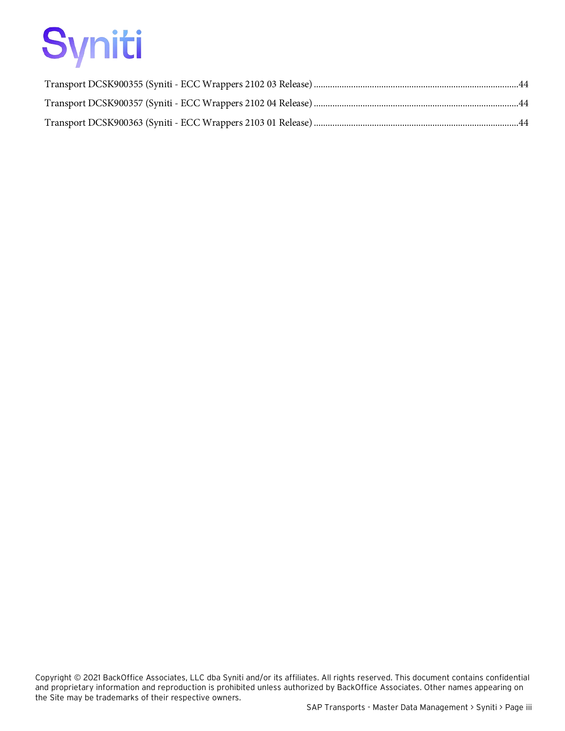Transport DCSK900355 (Syniti - ECC Wrappers 2102 03 Release) ......................................................................................44

Transport DCSK900357 (Syniti - ECC Wrappers 2102 04 Release) ......................................................................................44

Transport DCSK900363 (Syniti - ECC Wrappers 2103 01 Release) ......................................................................................44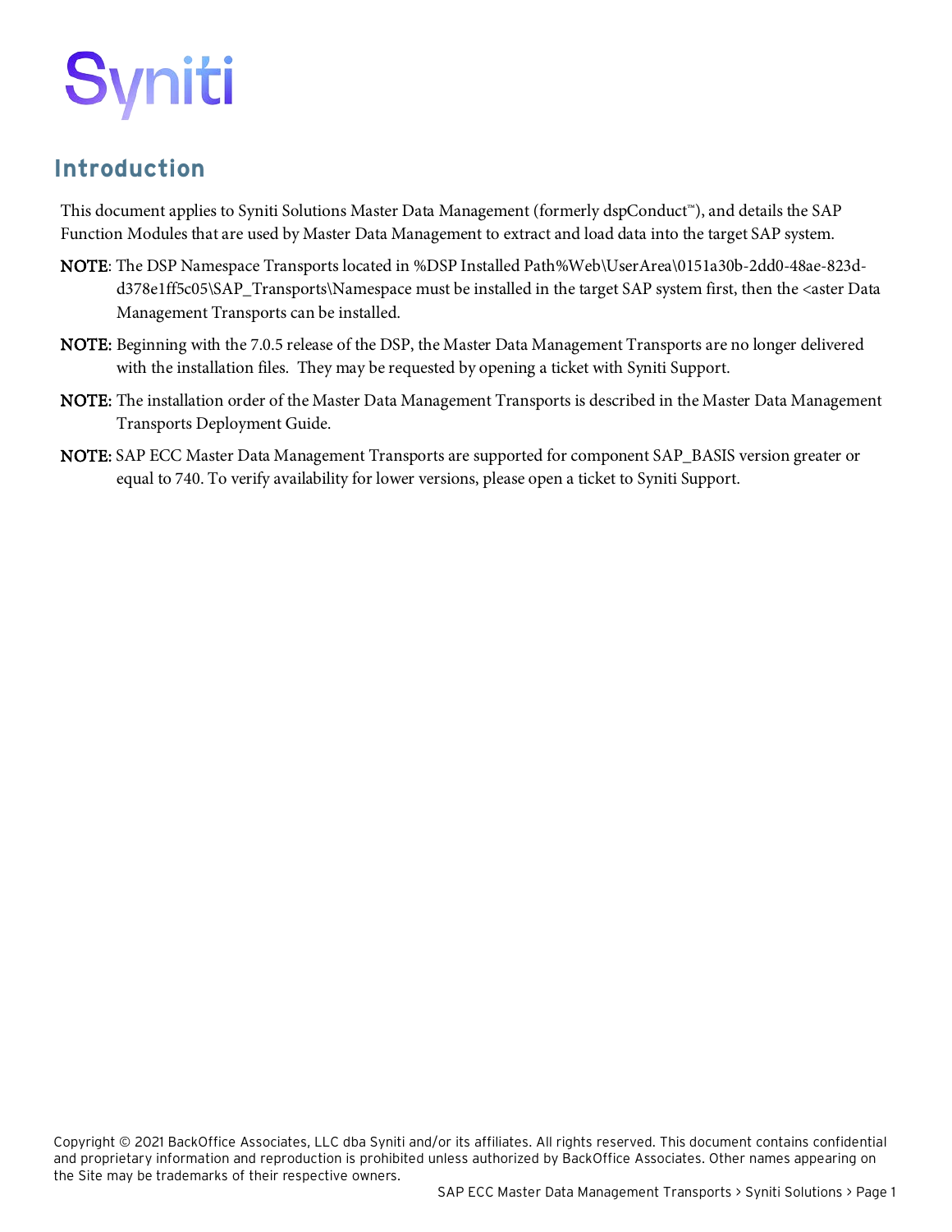# Introduction

This document applies to Syniti Solutions Master Data Management (formerly dspConduct™), and details the SAP Function Modules that are used by Master Data Management to extract and load data into the target SAP system.

**NOTE**: The DSP Namespace Transports located in %DSP Installed Path%Web\UserArea\0151a30b-2dd0-48ae-823d-d378e1ff5c05\SAP_Transports\Namespace must be installed in the target SAP system first, then the <aster Data Management Transports can be installed.

**NOTE:** Beginning with the 7.0.5 release of the DSP, the Master Data Management Transports are no longer delivered with the installation files. They may be requested by opening a ticket with Syniti Support.

**NOTE:** The installation order of the Master Data Management Transports is described in the Master Data Management Transports Deployment Guide.

**NOTE:** SAP ECC Master Data Management Transports are supported for component SAP_BASIS version greater or equal to 740. To verify availability for lower versions, please open a ticket to Syniti Support.

Copyright © 2021 BackOffice Associates, LLC dba Syniti and/or its affiliates. All rights reserved. This document contains confidential and proprietary information and reproduction is prohibited unless authorized by BackOffice Associates. Other names appearing on the Site may be trademarks of their respective owners.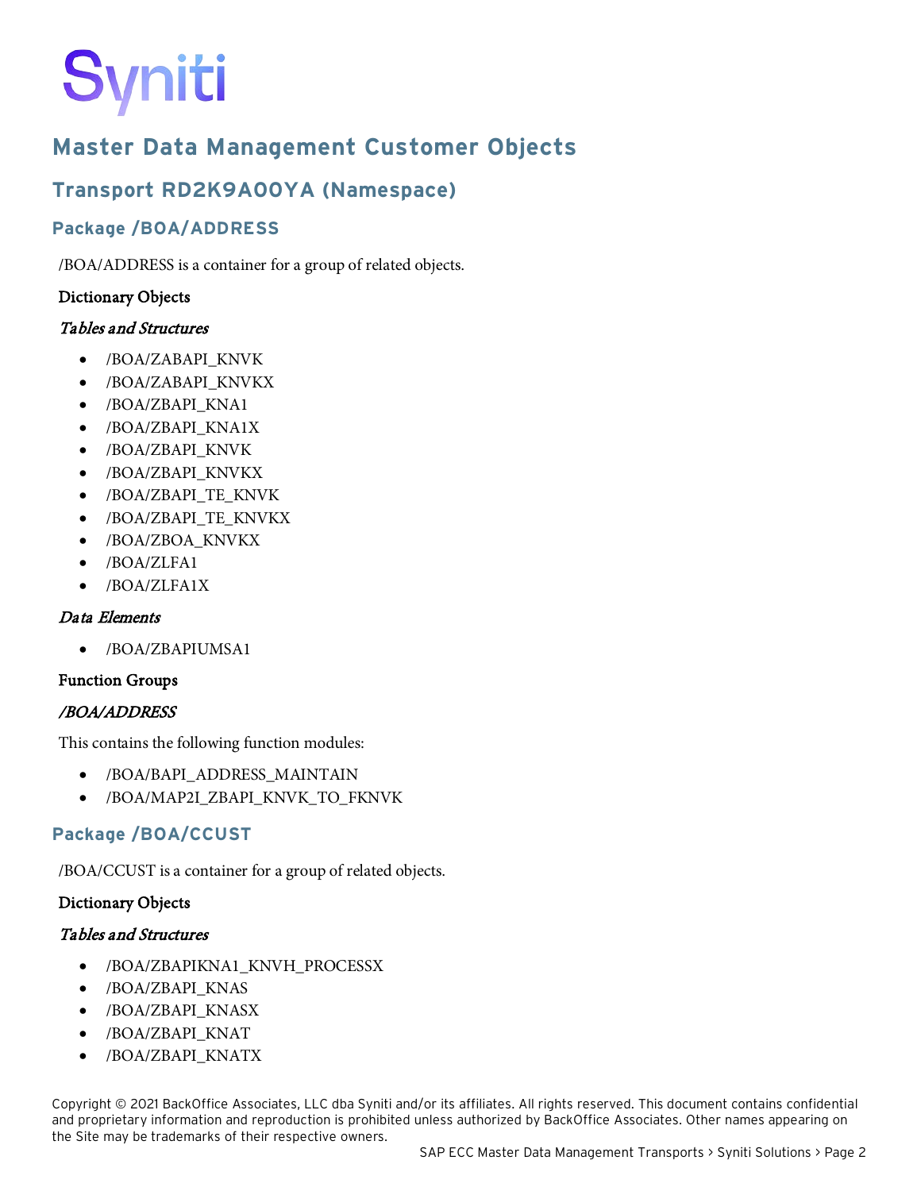# Master Data Management Customer Objects

## Transport RD2K9A00YA (Namespace)

### Package /BOA/ADDRESS

/BOA/ADDRESS is a container for a group of related objects.

**Dictionary Objects**

***Tables and Structures***

- /BOA/ZABAPI_KNVK
- /BOA/ZABAPI_KNVKX
- /BOA/ZBAPI_KNA1
- /BOA/ZBAPI_KNA1X
- /BOA/ZBAPI_KNVK
- /BOA/ZBAPI_KNVKX
- /BOA/ZBAPI_TE_KNVK
- /BOA/ZBAPI_TE_KNVKX
- /BOA/ZBOA_KNVKX
- /BOA/ZLFA1
- /BOA/ZLFA1X

***Data Elements***

- /BOA/ZBAPIUMSA1

**Function Groups**

***/BOA/ADDRESS***

This contains the following function modules:

- /BOA/BAPI_ADDRESS_MAINTAIN
- /BOA/MAP2I_ZBAPI_KNVK_TO_FKNVK

### Package /BOA/CCUST

/BOA/CCUST is a container for a group of related objects.

**Dictionary Objects**

***Tables and Structures***

- /BOA/ZBAPIKNA1_KNVH_PROCESSX
- /BOA/ZBAPI_KNAS
- /BOA/ZBAPI_KNASX
- /BOA/ZBAPI_KNAT
- /BOA/ZBAPI_KNATX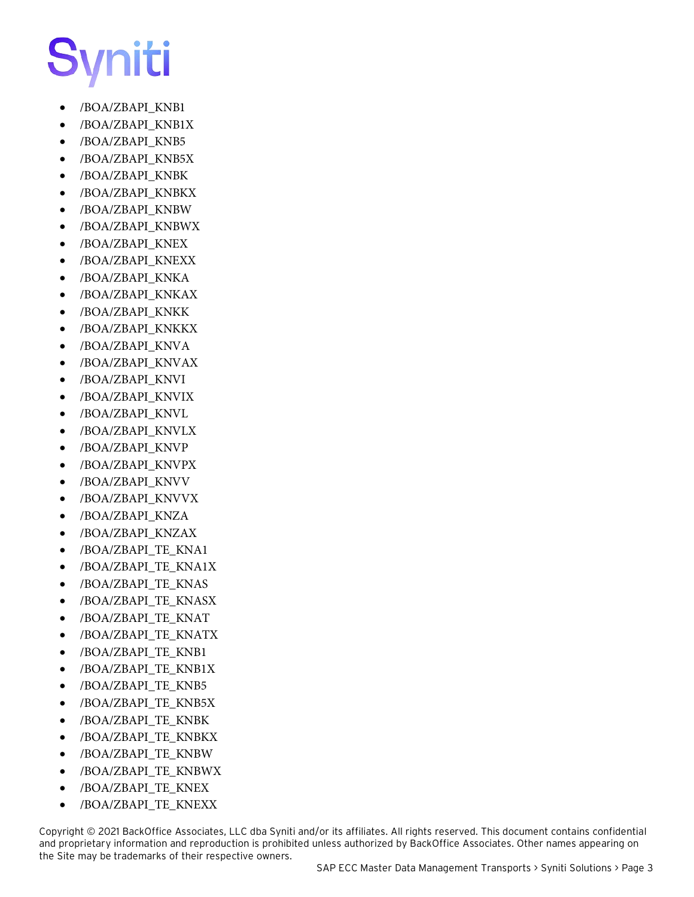- /BOA/ZBAPI_KNB1
- /BOA/ZBAPI_KNB1X
- /BOA/ZBAPI_KNB5
- /BOA/ZBAPI_KNB5X
- /BOA/ZBAPI_KNBK
- /BOA/ZBAPI_KNBKX
- /BOA/ZBAPI_KNBW
- /BOA/ZBAPI_KNBWX
- /BOA/ZBAPI_KNEX
- /BOA/ZBAPI_KNEXX
- /BOA/ZBAPI_KNKA
- /BOA/ZBAPI_KNKAX
- /BOA/ZBAPI_KNKK
- /BOA/ZBAPI_KNKKX
- /BOA/ZBAPI_KNVA
- /BOA/ZBAPI_KNVAX
- /BOA/ZBAPI_KNVI
- /BOA/ZBAPI_KNVIX
- /BOA/ZBAPI_KNVL
- /BOA/ZBAPI_KNVLX
- /BOA/ZBAPI_KNVP
- /BOA/ZBAPI_KNVPX
- /BOA/ZBAPI_KNVV
- /BOA/ZBAPI_KNVVX
- /BOA/ZBAPI_KNZA
- /BOA/ZBAPI_KNZAX
- /BOA/ZBAPI_TE_KNA1
- /BOA/ZBAPI_TE_KNA1X
- /BOA/ZBAPI_TE_KNAS
- /BOA/ZBAPI_TE_KNASX
- /BOA/ZBAPI_TE_KNAT
- /BOA/ZBAPI_TE_KNATX
- /BOA/ZBAPI_TE_KNB1
- /BOA/ZBAPI_TE_KNB1X
- /BOA/ZBAPI_TE_KNB5
- /BOA/ZBAPI_TE_KNB5X
- /BOA/ZBAPI_TE_KNBK
- /BOA/ZBAPI_TE_KNBKX
- /BOA/ZBAPI_TE_KNBW
- /BOA/ZBAPI_TE_KNBWX
- /BOA/ZBAPI_TE_KNEX
- /BOA/ZBAPI_TE_KNEXX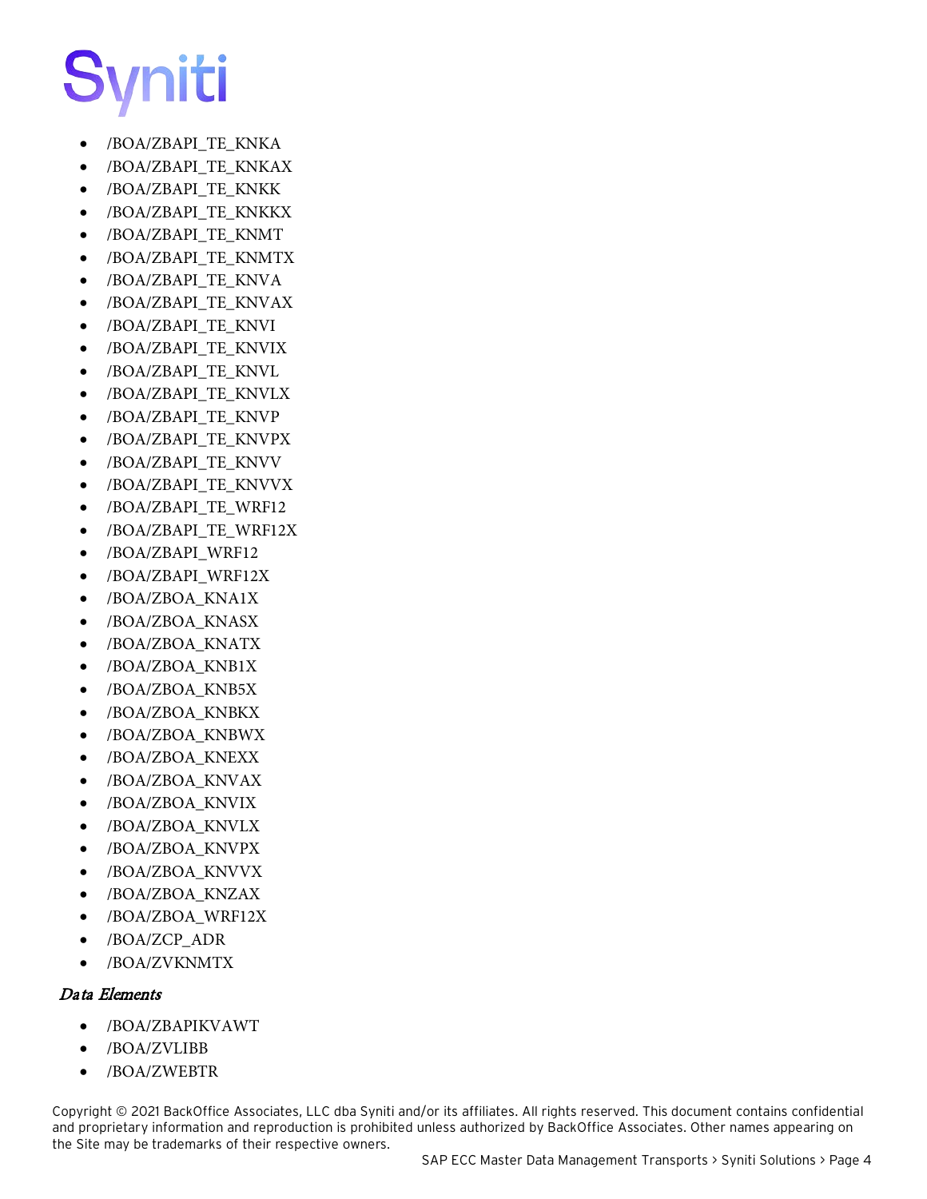- /BOA/ZBAPI_TE_KNKA
- /BOA/ZBAPI_TE_KNKAX
- /BOA/ZBAPI_TE_KNKK
- /BOA/ZBAPI_TE_KNKKX
- /BOA/ZBAPI_TE_KNMT
- /BOA/ZBAPI_TE_KNMTX
- /BOA/ZBAPI_TE_KNVA
- /BOA/ZBAPI_TE_KNVAX
- /BOA/ZBAPI_TE_KNVI
- /BOA/ZBAPI_TE_KNVIX
- /BOA/ZBAPI_TE_KNVL
- /BOA/ZBAPI_TE_KNVLX
- /BOA/ZBAPI_TE_KNVP
- /BOA/ZBAPI_TE_KNVPX
- /BOA/ZBAPI_TE_KNVV
- /BOA/ZBAPI_TE_KNVVX
- /BOA/ZBAPI_TE_WRF12
- /BOA/ZBAPI_TE_WRF12X
- /BOA/ZBAPI_WRF12
- /BOA/ZBAPI_WRF12X
- /BOA/ZBOA_KNA1X
- /BOA/ZBOA_KNASX
- /BOA/ZBOA_KNATX
- /BOA/ZBOA_KNB1X
- /BOA/ZBOA_KNB5X
- /BOA/ZBOA_KNBKX
- /BOA/ZBOA_KNBWX
- /BOA/ZBOA_KNEXX
- /BOA/ZBOA_KNVAX
- /BOA/ZBOA_KNVIX
- /BOA/ZBOA_KNVLX
- /BOA/ZBOA_KNVPX
- /BOA/ZBOA_KNVVX
- /BOA/ZBOA_KNZAX
- /BOA/ZBOA_WRF12X
- /BOA/ZCP_ADR
- /BOA/ZVKNMTX

### *Data Elements*

- /BOA/ZBAPIKVAWT
- /BOA/ZVLIBB
- /BOA/ZWEBTR

Copyright © 2021 BackOffice Associates, LLC dba Syniti and/or its affiliates. All rights reserved. This document contains confidential and proprietary information and reproduction is prohibited unless authorized by BackOffice Associates. Other names appearing on the Site may be trademarks of their respective owners.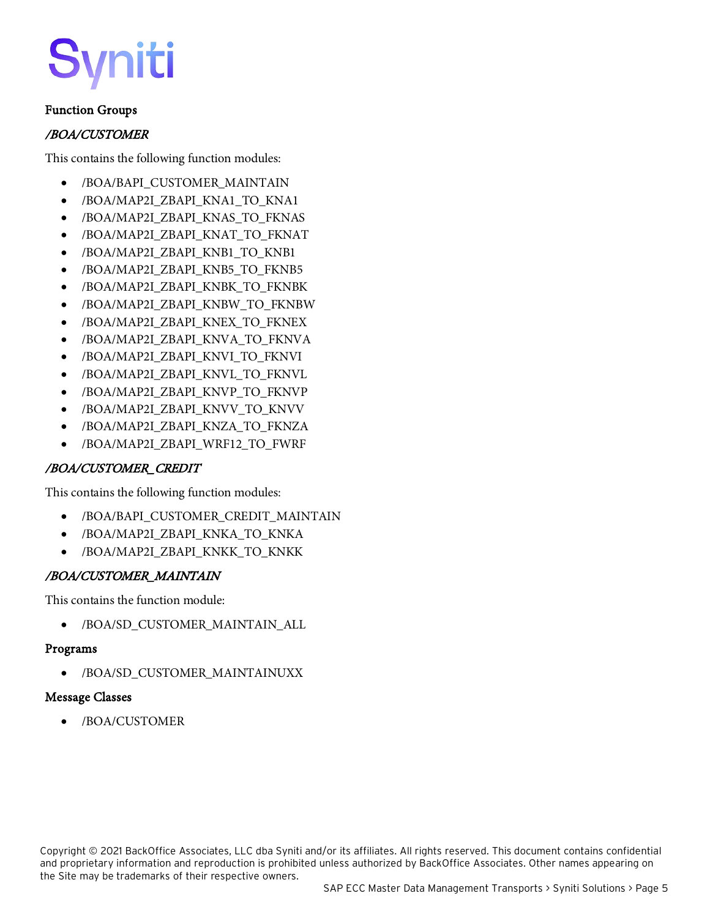## Function Groups

### */BOA/CUSTOMER*

This contains the following function modules:

- /BOA/BAPI_CUSTOMER_MAINTAIN
- /BOA/MAP2I_ZBAPI_KNA1_TO_KNA1
- /BOA/MAP2I_ZBAPI_KNAS_TO_FKNAS
- /BOA/MAP2I_ZBAPI_KNAT_TO_FKNAT
- /BOA/MAP2I_ZBAPI_KNB1_TO_KNB1
- /BOA/MAP2I_ZBAPI_KNB5_TO_FKNB5
- /BOA/MAP2I_ZBAPI_KNBK_TO_FKNBK
- /BOA/MAP2I_ZBAPI_KNBW_TO_FKNBW
- /BOA/MAP2I_ZBAPI_KNEX_TO_FKNEX
- /BOA/MAP2I_ZBAPI_KNVA_TO_FKNVA
- /BOA/MAP2I_ZBAPI_KNVI_TO_FKNVI
- /BOA/MAP2I_ZBAPI_KNVL_TO_FKNVL
- /BOA/MAP2I_ZBAPI_KNVP_TO_FKNVP
- /BOA/MAP2I_ZBAPI_KNVV_TO_KNVV
- /BOA/MAP2I_ZBAPI_KNZA_TO_FKNZA
- /BOA/MAP2I_ZBAPI_WRF12_TO_FWRF

### */BOA/CUSTOMER_CREDIT*

This contains the following function modules:

- /BOA/BAPI_CUSTOMER_CREDIT_MAINTAIN
- /BOA/MAP2I_ZBAPI_KNKA_TO_KNKA
- /BOA/MAP2I_ZBAPI_KNKK_TO_KNKK

### */BOA/CUSTOMER_MAINTAIN*

This contains the function module:

- /BOA/SD_CUSTOMER_MAINTAIN_ALL

## Programs

- /BOA/SD_CUSTOMER_MAINTAINUXX

## Message Classes

- /BOA/CUSTOMER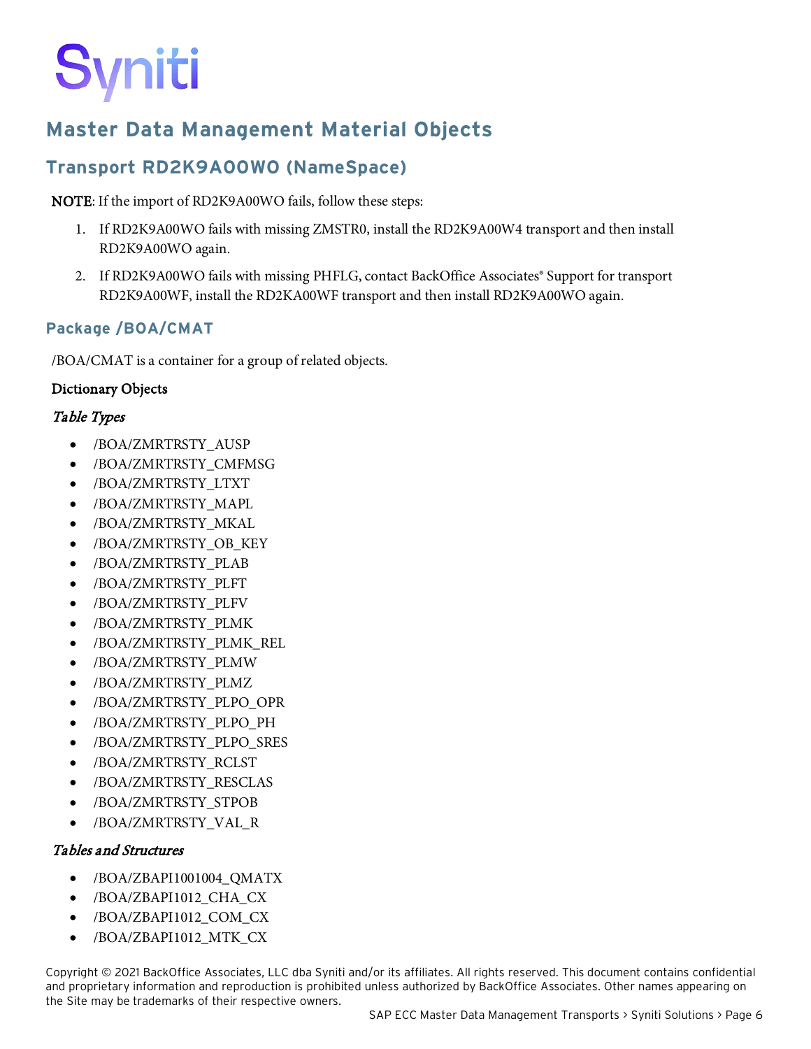# Master Data Management Material Objects

## Transport RD2K9A00WO (NameSpace)

**NOTE**: If the import of RD2K9A00WO fails, follow these steps:

1. If RD2K9A00WO fails with missing ZMSTR0, install the RD2K9A00W4 transport and then install RD2K9A00WO again.
2. If RD2K9A00WO fails with missing PHFLG, contact BackOffice Associates® Support for transport RD2K9A00WF, install the RD2KA00WF transport and then install RD2K9A00WO again.

### Package /BOA/CMAT

/BOA/CMAT is a container for a group of related objects.

**Dictionary Objects**

*Table Types*

- /BOA/ZMRTRSTY_AUSP
- /BOA/ZMRTRSTY_CMFMSG
- /BOA/ZMRTRSTY_LTXT
- /BOA/ZMRTRSTY_MAPL
- /BOA/ZMRTRSTY_MKAL
- /BOA/ZMRTRSTY_OB_KEY
- /BOA/ZMRTRSTY_PLAB
- /BOA/ZMRTRSTY_PLFT
- /BOA/ZMRTRSTY_PLFV
- /BOA/ZMRTRSTY_PLMK
- /BOA/ZMRTRSTY_PLMK_REL
- /BOA/ZMRTRSTY_PLMW
- /BOA/ZMRTRSTY_PLMZ
- /BOA/ZMRTRSTY_PLPO_OPR
- /BOA/ZMRTRSTY_PLPO_PH
- /BOA/ZMRTRSTY_PLPO_SRES
- /BOA/ZMRTRSTY_RCLST
- /BOA/ZMRTRSTY_RESCLAS
- /BOA/ZMRTRSTY_STPOB
- /BOA/ZMRTRSTY_VAL_R

*Tables and Structures*

- /BOA/ZBAPI1001004_QMATX
- /BOA/ZBAPI1012_CHA_CX
- /BOA/ZBAPI1012_COM_CX
- /BOA/ZBAPI1012_MTK_CX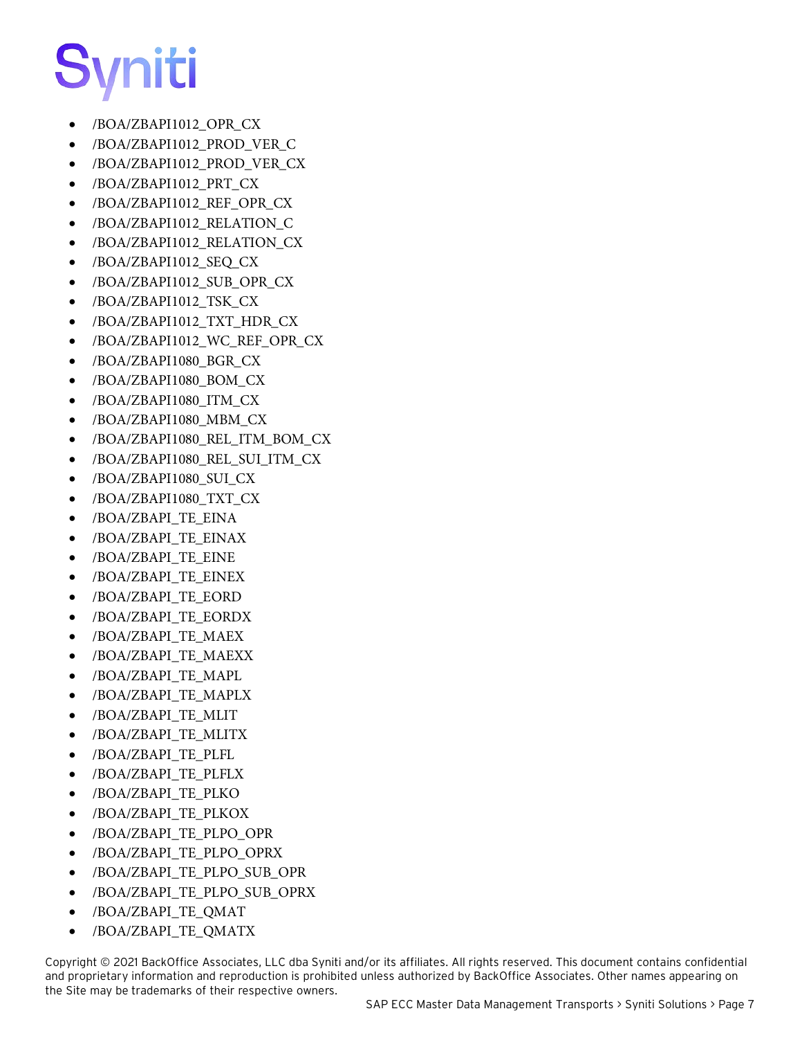- /BOA/ZBAPI1012_OPR_CX
- /BOA/ZBAPI1012_PROD_VER_C
- /BOA/ZBAPI1012_PROD_VER_CX
- /BOA/ZBAPI1012_PRT_CX
- /BOA/ZBAPI1012_REF_OPR_CX
- /BOA/ZBAPI1012_RELATION_C
- /BOA/ZBAPI1012_RELATION_CX
- /BOA/ZBAPI1012_SEQ_CX
- /BOA/ZBAPI1012_SUB_OPR_CX
- /BOA/ZBAPI1012_TSK_CX
- /BOA/ZBAPI1012_TXT_HDR_CX
- /BOA/ZBAPI1012_WC_REF_OPR_CX
- /BOA/ZBAPI1080_BGR_CX
- /BOA/ZBAPI1080_BOM_CX
- /BOA/ZBAPI1080_ITM_CX
- /BOA/ZBAPI1080_MBM_CX
- /BOA/ZBAPI1080_REL_ITM_BOM_CX
- /BOA/ZBAPI1080_REL_SUI_ITM_CX
- /BOA/ZBAPI1080_SUI_CX
- /BOA/ZBAPI1080_TXT_CX
- /BOA/ZBAPI_TE_EINA
- /BOA/ZBAPI_TE_EINAX
- /BOA/ZBAPI_TE_EINE
- /BOA/ZBAPI_TE_EINEX
- /BOA/ZBAPI_TE_EORD
- /BOA/ZBAPI_TE_EORDX
- /BOA/ZBAPI_TE_MAEX
- /BOA/ZBAPI_TE_MAEXX
- /BOA/ZBAPI_TE_MAPL
- /BOA/ZBAPI_TE_MAPLX
- /BOA/ZBAPI_TE_MLIT
- /BOA/ZBAPI_TE_MLITX
- /BOA/ZBAPI_TE_PLFL
- /BOA/ZBAPI_TE_PLFLX
- /BOA/ZBAPI_TE_PLKO
- /BOA/ZBAPI_TE_PLKOX
- /BOA/ZBAPI_TE_PLPO_OPR
- /BOA/ZBAPI_TE_PLPO_OPRX
- /BOA/ZBAPI_TE_PLPO_SUB_OPR
- /BOA/ZBAPI_TE_PLPO_SUB_OPRX
- /BOA/ZBAPI_TE_QMAT
- /BOA/ZBAPI_TE_QMATX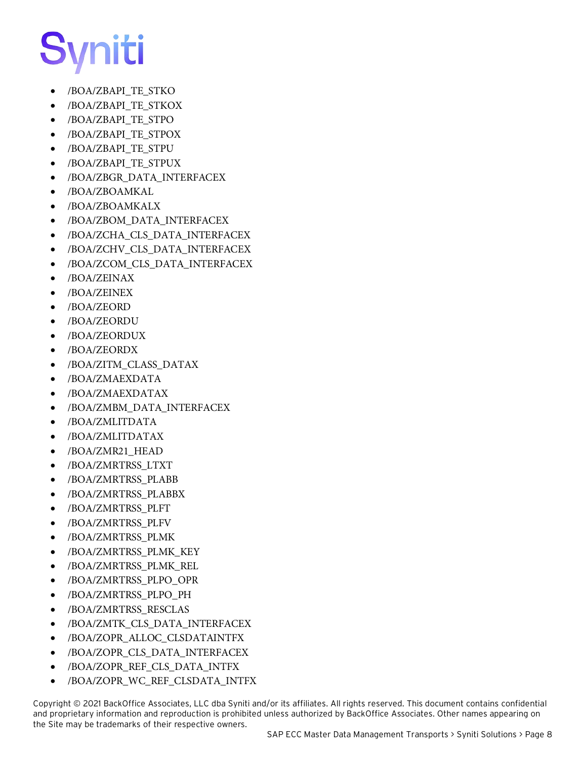- /BOA/ZBAPI_TE_STKO
- /BOA/ZBAPI_TE_STKOX
- /BOA/ZBAPI_TE_STPO
- /BOA/ZBAPI_TE_STPOX
- /BOA/ZBAPI_TE_STPU
- /BOA/ZBAPI_TE_STPUX
- /BOA/ZBGR_DATA_INTERFACEX
- /BOA/ZBOAMKAL
- /BOA/ZBOAMKALX
- /BOA/ZBOM_DATA_INTERFACEX
- /BOA/ZCHA_CLS_DATA_INTERFACEX
- /BOA/ZCHV_CLS_DATA_INTERFACEX
- /BOA/ZCOM_CLS_DATA_INTERFACEX
- /BOA/ZEINAX
- /BOA/ZEINEX
- /BOA/ZEORD
- /BOA/ZEORDU
- /BOA/ZEORDUX
- /BOA/ZEORDX
- /BOA/ZITM_CLASS_DATAX
- /BOA/ZMAEXDATA
- /BOA/ZMAEXDATAX
- /BOA/ZMBM_DATA_INTERFACEX
- /BOA/ZMLITDATA
- /BOA/ZMLITDATAX
- /BOA/ZMR21_HEAD
- /BOA/ZMRTRSS_LTXT
- /BOA/ZMRTRSS_PLABB
- /BOA/ZMRTRSS_PLABBX
- /BOA/ZMRTRSS_PLFT
- /BOA/ZMRTRSS_PLFV
- /BOA/ZMRTRSS_PLMK
- /BOA/ZMRTRSS_PLMK_KEY
- /BOA/ZMRTRSS_PLMK_REL
- /BOA/ZMRTRSS_PLPO_OPR
- /BOA/ZMRTRSS_PLPO_PH
- /BOA/ZMRTRSS_RESCLAS
- /BOA/ZMTK_CLS_DATA_INTERFACEX
- /BOA/ZOPR_ALLOC_CLSDATAINTFX
- /BOA/ZOPR_CLS_DATA_INTERFACEX
- /BOA/ZOPR_REF_CLS_DATA_INTFX
- /BOA/ZOPR_WC_REF_CLSDATA_INTFX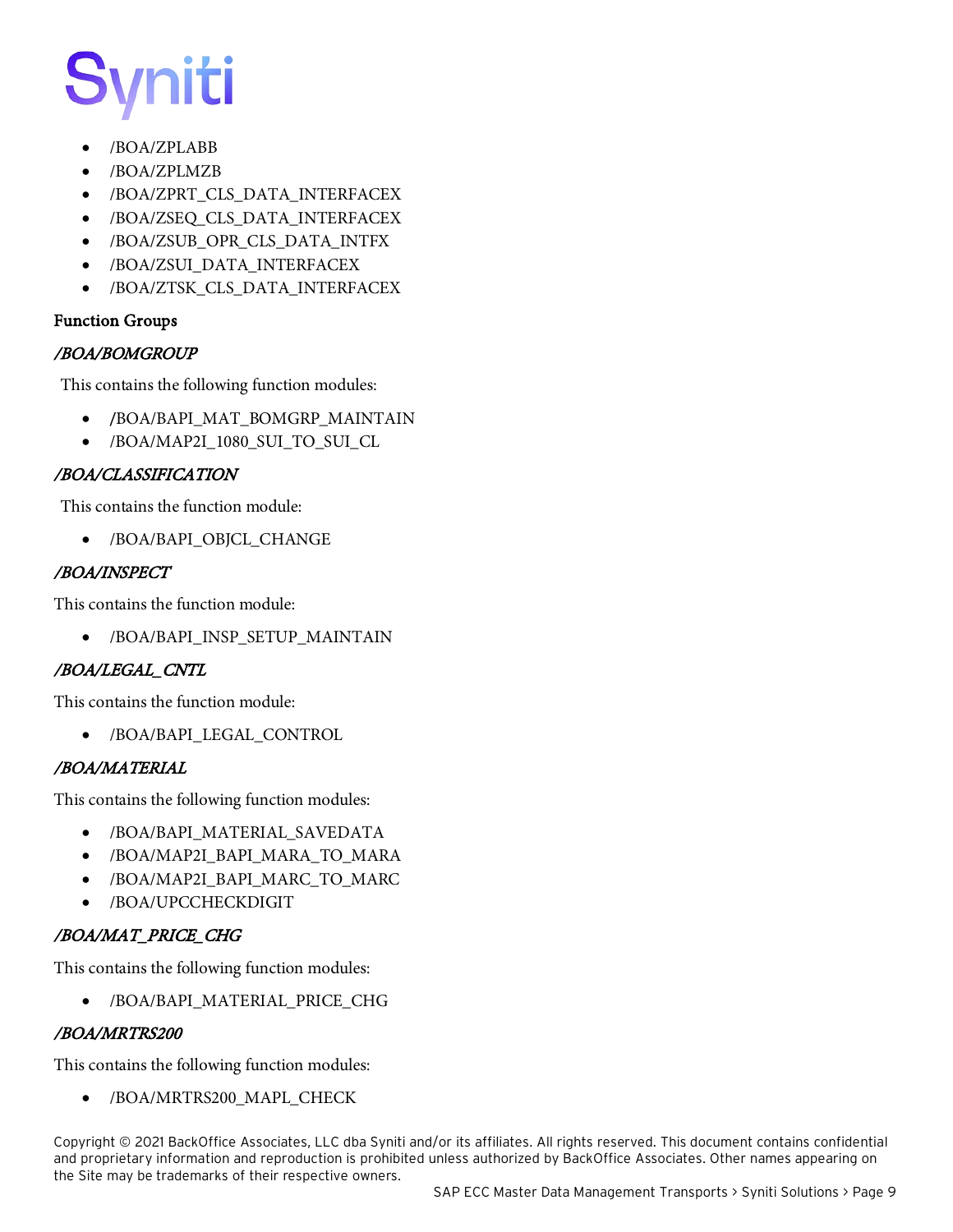- /BOA/ZPLABB
- /BOA/ZPLMZB
- /BOA/ZPRT_CLS_DATA_INTERFACEX
- /BOA/ZSEQ_CLS_DATA_INTERFACEX
- /BOA/ZSUB_OPR_CLS_DATA_INTFX
- /BOA/ZSUI_DATA_INTERFACEX
- /BOA/ZTSK_CLS_DATA_INTERFACEX

**Function Groups**

***/BOA/BOMGROUP***

This contains the following function modules:

- /BOA/BAPI_MAT_BOMGRP_MAINTAIN
- /BOA/MAP2I_1080_SUI_TO_SUI_CL

***/BOA/CLASSIFICATION***

This contains the function module:

- /BOA/BAPI_OBJCL_CHANGE

***/BOA/INSPECT***

This contains the function module:

- /BOA/BAPI_INSP_SETUP_MAINTAIN

***/BOA/LEGAL_CNTL***

This contains the function module:

- /BOA/BAPI_LEGAL_CONTROL

***/BOA/MATERIAL***

This contains the following function modules:

- /BOA/BAPI_MATERIAL_SAVEDATA
- /BOA/MAP2I_BAPI_MARA_TO_MARA
- /BOA/MAP2I_BAPI_MARC_TO_MARC
- /BOA/UPCCHECKDIGIT

***/BOA/MAT_PRICE_CHG***

This contains the following function modules:

- /BOA/BAPI_MATERIAL_PRICE_CHG

***/BOA/MRTRS200***

This contains the following function modules:

- /BOA/MRTRS200_MAPL_CHECK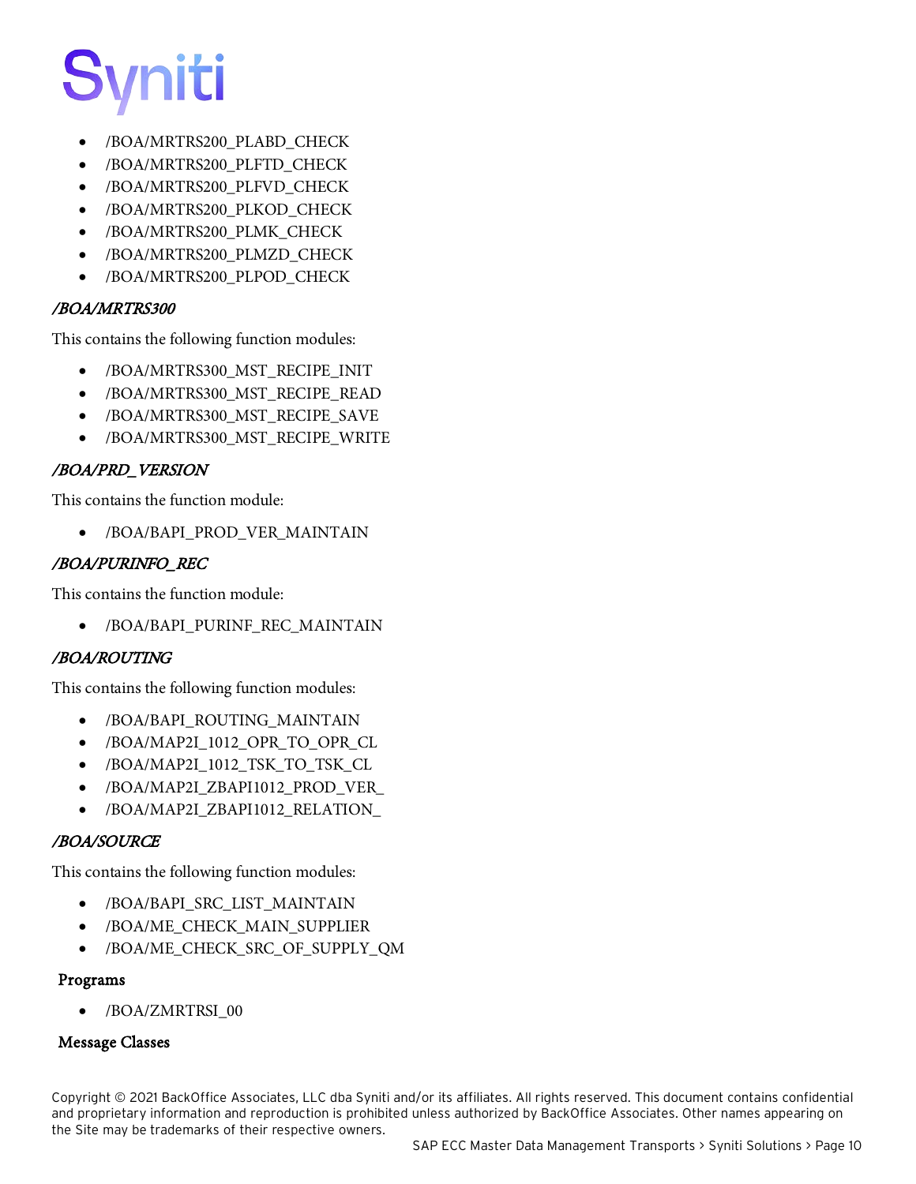- /BOA/MRTRS200_PLABD_CHECK
- /BOA/MRTRS200_PLFTD_CHECK
- /BOA/MRTRS200_PLFVD_CHECK
- /BOA/MRTRS200_PLKOD_CHECK
- /BOA/MRTRS200_PLMK_CHECK
- /BOA/MRTRS200_PLMZD_CHECK
- /BOA/MRTRS200_PLPOD_CHECK

#### */BOA/MRTRS300*

This contains the following function modules:

- /BOA/MRTRS300_MST_RECIPE_INIT
- /BOA/MRTRS300_MST_RECIPE_READ
- /BOA/MRTRS300_MST_RECIPE_SAVE
- /BOA/MRTRS300_MST_RECIPE_WRITE

#### */BOA/PRD_VERSION*

This contains the function module:

- /BOA/BAPI_PROD_VER_MAINTAIN

#### */BOA/PURINFO_REC*

This contains the function module:

- /BOA/BAPI_PURINF_REC_MAINTAIN

#### */BOA/ROUTING*

This contains the following function modules:

- /BOA/BAPI_ROUTING_MAINTAIN
- /BOA/MAP2I_1012_OPR_TO_OPR_CL
- /BOA/MAP2I_1012_TSK_TO_TSK_CL
- /BOA/MAP2I_ZBAPI1012_PROD_VER_
- /BOA/MAP2I_ZBAPI1012_RELATION_

#### */BOA/SOURCE*

This contains the following function modules:

- /BOA/BAPI_SRC_LIST_MAINTAIN
- /BOA/ME_CHECK_MAIN_SUPPLIER
- /BOA/ME_CHECK_SRC_OF_SUPPLY_QM

### Programs

- /BOA/ZMRTRSI_00

### Message Classes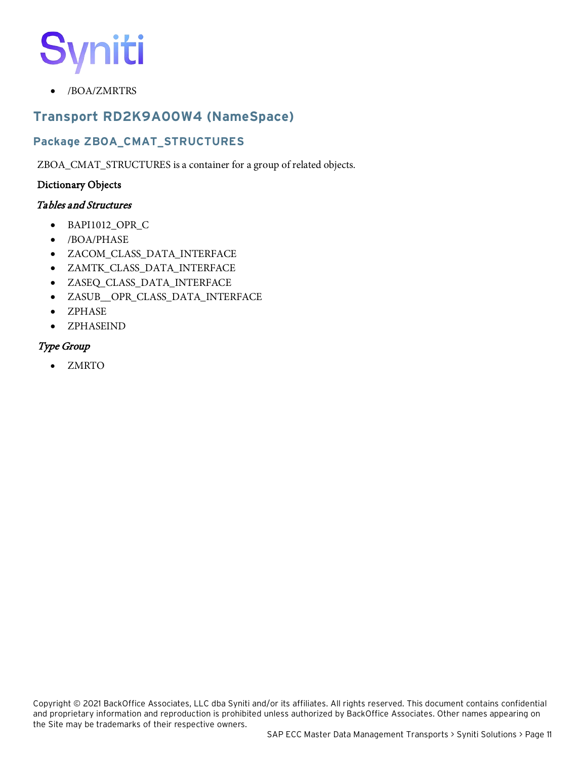- /BOA/ZMRTRS

## Transport RD2K9A00W4 (NameSpace)

### Package ZBOA_CMAT_STRUCTURES

ZBOA_CMAT_STRUCTURES is a container for a group of related objects.

**Dictionary Objects**

***Tables and Structures***

- BAPI1012_OPR_C
- /BOA/PHASE
- ZACOM_CLASS_DATA_INTERFACE
- ZAMTK_CLASS_DATA_INTERFACE
- ZASEQ_CLASS_DATA_INTERFACE
- ZASUB__OPR_CLASS_DATA_INTERFACE
- ZPHASE
- ZPHASEIND

***Type Group***

- ZMRTO

Copyright © 2021 BackOffice Associates, LLC dba Syniti and/or its affiliates. All rights reserved. This document contains confidential and proprietary information and reproduction is prohibited unless authorized by BackOffice Associates. Other names appearing on the Site may be trademarks of their respective owners.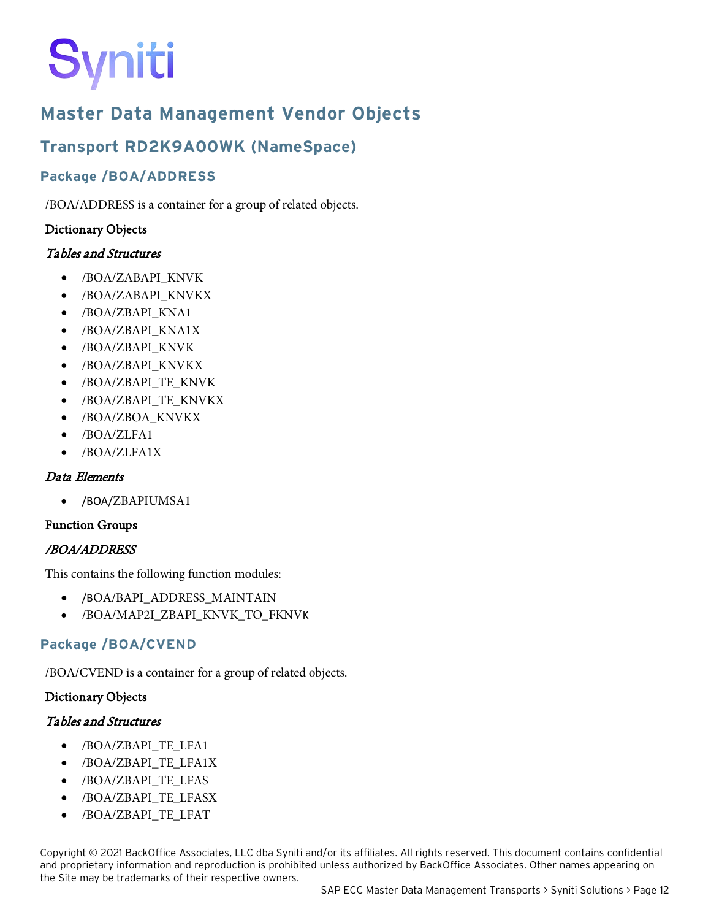# Master Data Management Vendor Objects

## Transport RD2K9A00WK (NameSpace)

### Package /BOA/ADDRESS

/BOA/ADDRESS is a container for a group of related objects.

**Dictionary Objects**

***Tables and Structures***

- /BOA/ZABAPI_KNVK
- /BOA/ZABAPI_KNVKX
- /BOA/ZBAPI_KNA1
- /BOA/ZBAPI_KNA1X
- /BOA/ZBAPI_KNVK
- /BOA/ZBAPI_KNVKX
- /BOA/ZBAPI_TE_KNVK
- /BOA/ZBAPI_TE_KNVKX
- /BOA/ZBOA_KNVKX
- /BOA/ZLFA1
- /BOA/ZLFA1X

***Data Elements***

- /BOA/ZBAPIUMSA1

**Function Groups**

***/BOA/ADDRESS***

This contains the following function modules:

- /BOA/BAPI_ADDRESS_MAINTAIN
- /BOA/MAP2I_ZBAPI_KNVK_TO_FKNVK

### Package /BOA/CVEND

/BOA/CVEND is a container for a group of related objects.

**Dictionary Objects**

***Tables and Structures***

- /BOA/ZBAPI_TE_LFA1
- /BOA/ZBAPI_TE_LFA1X
- /BOA/ZBAPI_TE_LFAS
- /BOA/ZBAPI_TE_LFASX
- /BOA/ZBAPI_TE_LFAT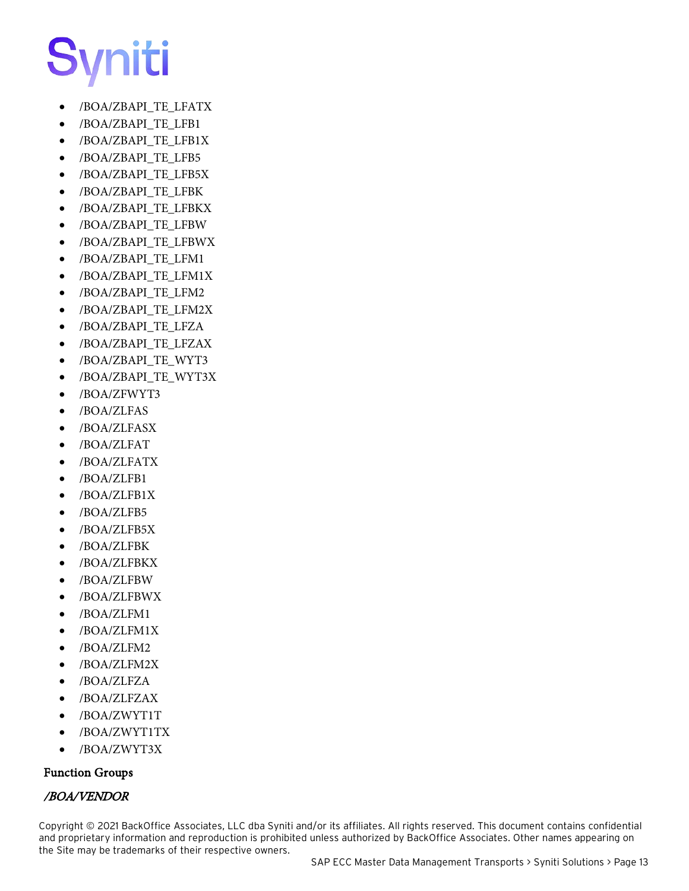- /BOA/ZBAPI_TE_LFATX
- /BOA/ZBAPI_TE_LFB1
- /BOA/ZBAPI_TE_LFB1X
- /BOA/ZBAPI_TE_LFB5
- /BOA/ZBAPI_TE_LFB5X
- /BOA/ZBAPI_TE_LFBK
- /BOA/ZBAPI_TE_LFBKX
- /BOA/ZBAPI_TE_LFBW
- /BOA/ZBAPI_TE_LFBWX
- /BOA/ZBAPI_TE_LFM1
- /BOA/ZBAPI_TE_LFM1X
- /BOA/ZBAPI_TE_LFM2
- /BOA/ZBAPI_TE_LFM2X
- /BOA/ZBAPI_TE_LFZA
- /BOA/ZBAPI_TE_LFZAX
- /BOA/ZBAPI_TE_WYT3
- /BOA/ZBAPI_TE_WYT3X
- /BOA/ZFWYT3
- /BOA/ZLFAS
- /BOA/ZLFASX
- /BOA/ZLFAT
- /BOA/ZLFATX
- /BOA/ZLFB1
- /BOA/ZLFB1X
- /BOA/ZLFB5
- /BOA/ZLFB5X
- /BOA/ZLFBK
- /BOA/ZLFBKX
- /BOA/ZLFBW
- /BOA/ZLFBWX
- /BOA/ZLFM1
- /BOA/ZLFM1X
- /BOA/ZLFM2
- /BOA/ZLFM2X
- /BOA/ZLFZA
- /BOA/ZLFZAX
- /BOA/ZWYT1T
- /BOA/ZWYT1TX
- /BOA/ZWYT3X

### Function Groups

#### */BOA/VENDOR*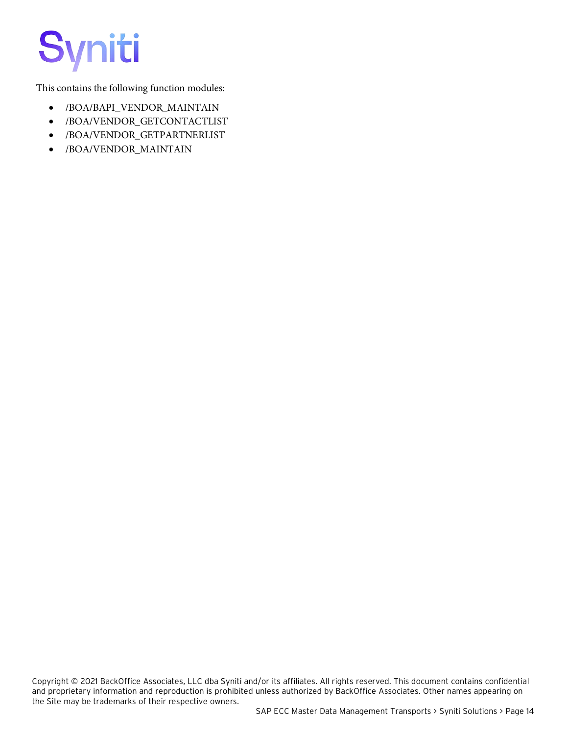This contains the following function modules:

- /BOA/BAPI_VENDOR_MAINTAIN
- /BOA/VENDOR_GETCONTACTLIST
- /BOA/VENDOR_GETPARTNERLIST
- /BOA/VENDOR_MAINTAIN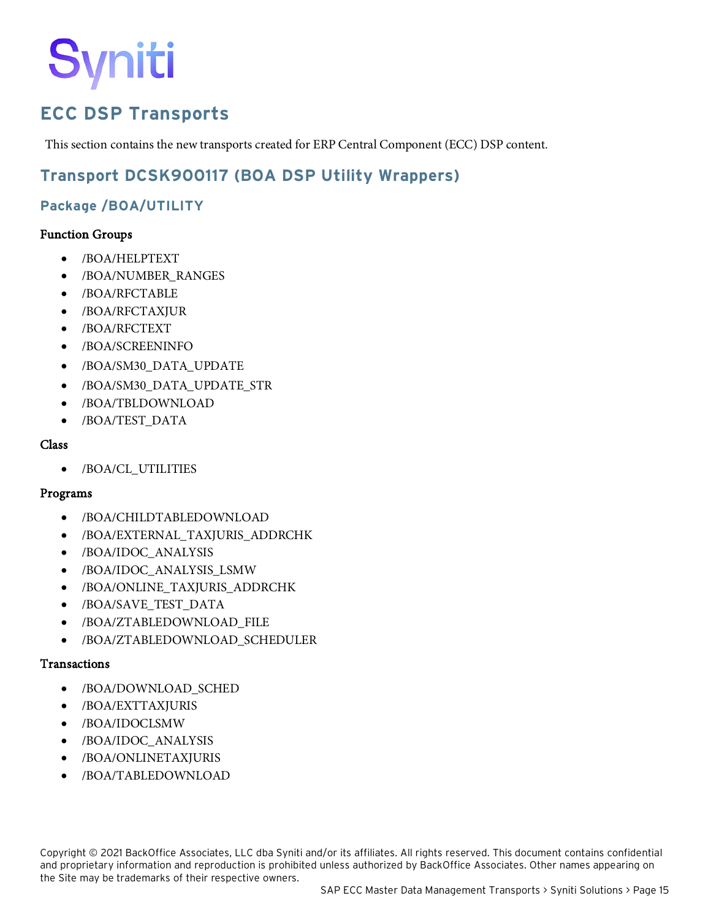# ECC DSP Transports

This section contains the new transports created for ERP Central Component (ECC) DSP content.

## Transport DCSK900117 (BOA DSP Utility Wrappers)

### Package /BOA/UTILITY

**Function Groups**

- /BOA/HELPTEXT
- /BOA/NUMBER_RANGES
- /BOA/RFCTABLE
- /BOA/RFCTAXJUR
- /BOA/RFCTEXT
- /BOA/SCREENINFO
- /BOA/SM30_DATA_UPDATE
- /BOA/SM30_DATA_UPDATE_STR
- /BOA/TBLDOWNLOAD
- /BOA/TEST_DATA

**Class**

- /BOA/CL_UTILITIES

**Programs**

- /BOA/CHILDTABLEDOWNLOAD
- /BOA/EXTERNAL_TAXJURIS_ADDRCHK
- /BOA/IDOC_ANALYSIS
- /BOA/IDOC_ANALYSIS_LSMW
- /BOA/ONLINE_TAXJURIS_ADDRCHK
- /BOA/SAVE_TEST_DATA
- /BOA/ZTABLEDOWNLOAD_FILE
- /BOA/ZTABLEDOWNLOAD_SCHEDULER

**Transactions**

- /BOA/DOWNLOAD_SCHED
- /BOA/EXTTAXJURIS
- /BOA/IDOCLSMW
- /BOA/IDOC_ANALYSIS
- /BOA/ONLINETAXJURIS
- /BOA/TABLEDOWNLOAD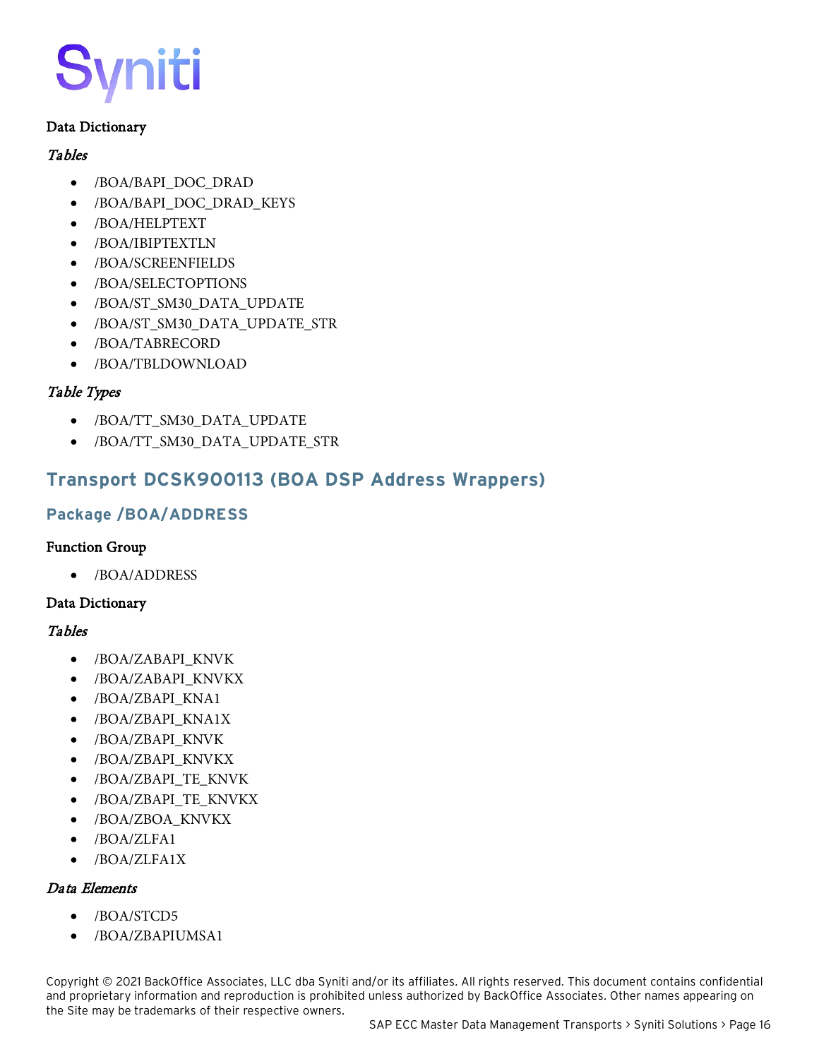#### Data Dictionary

##### *Tables*

- /BOA/BAPI_DOC_DRAD
- /BOA/BAPI_DOC_DRAD_KEYS
- /BOA/HELPTEXT
- /BOA/IBIPTEXTLN
- /BOA/SCREENFIELDS
- /BOA/SELECTOPTIONS
- /BOA/ST_SM30_DATA_UPDATE
- /BOA/ST_SM30_DATA_UPDATE_STR
- /BOA/TABRECORD
- /BOA/TBLDOWNLOAD

##### *Table Types*

- /BOA/TT_SM30_DATA_UPDATE
- /BOA/TT_SM30_DATA_UPDATE_STR

## Transport DCSK900113 (BOA DSP Address Wrappers)

### Package /BOA/ADDRESS

#### Function Group

- /BOA/ADDRESS

#### Data Dictionary

##### *Tables*

- /BOA/ZABAPI_KNVK
- /BOA/ZABAPI_KNVKX
- /BOA/ZBAPI_KNA1
- /BOA/ZBAPI_KNA1X
- /BOA/ZBAPI_KNVK
- /BOA/ZBAPI_KNVKX
- /BOA/ZBAPI_TE_KNVK
- /BOA/ZBAPI_TE_KNVKX
- /BOA/ZBOA_KNVKX
- /BOA/ZLFA1
- /BOA/ZLFA1X

##### *Data Elements*

- /BOA/STCD5
- /BOA/ZBAPIUMSA1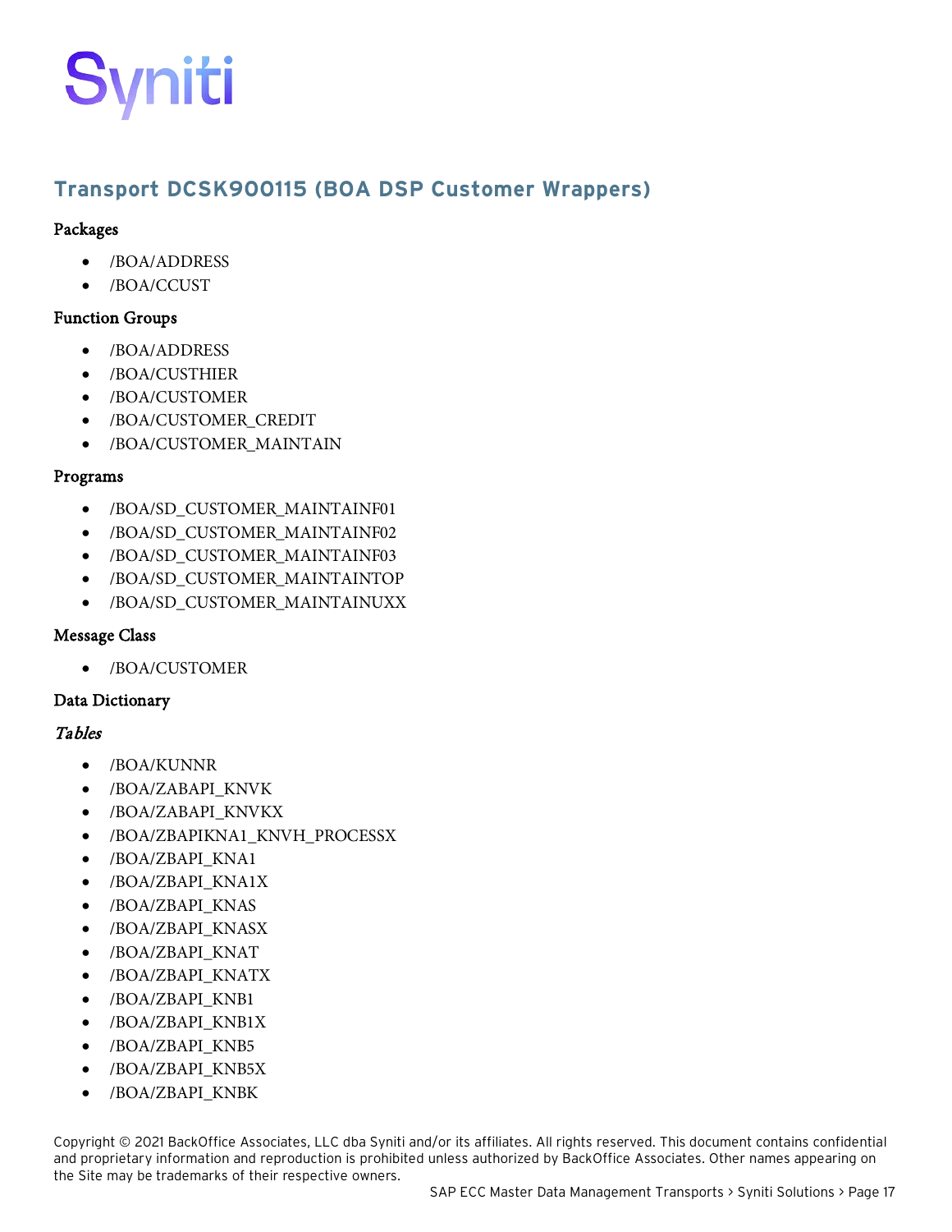## Transport DCSK900115 (BOA DSP Customer Wrappers)

### Packages

- /BOA/ADDRESS
- /BOA/CCUST

### Function Groups

- /BOA/ADDRESS
- /BOA/CUSTHIER
- /BOA/CUSTOMER
- /BOA/CUSTOMER_CREDIT
- /BOA/CUSTOMER_MAINTAIN

### Programs

- /BOA/SD_CUSTOMER_MAINTAINF01
- /BOA/SD_CUSTOMER_MAINTAINF02
- /BOA/SD_CUSTOMER_MAINTAINF03
- /BOA/SD_CUSTOMER_MAINTAINTOP
- /BOA/SD_CUSTOMER_MAINTAINUXX

### Message Class

- /BOA/CUSTOMER

### Data Dictionary

#### *Tables*

- /BOA/KUNNR
- /BOA/ZABAPI_KNVK
- /BOA/ZABAPI_KNVKX
- /BOA/ZBAPIKNA1_KNVH_PROCESSX
- /BOA/ZBAPI_KNA1
- /BOA/ZBAPI_KNA1X
- /BOA/ZBAPI_KNAS
- /BOA/ZBAPI_KNASX
- /BOA/ZBAPI_KNAT
- /BOA/ZBAPI_KNATX
- /BOA/ZBAPI_KNB1
- /BOA/ZBAPI_KNB1X
- /BOA/ZBAPI_KNB5
- /BOA/ZBAPI_KNB5X
- /BOA/ZBAPI_KNBK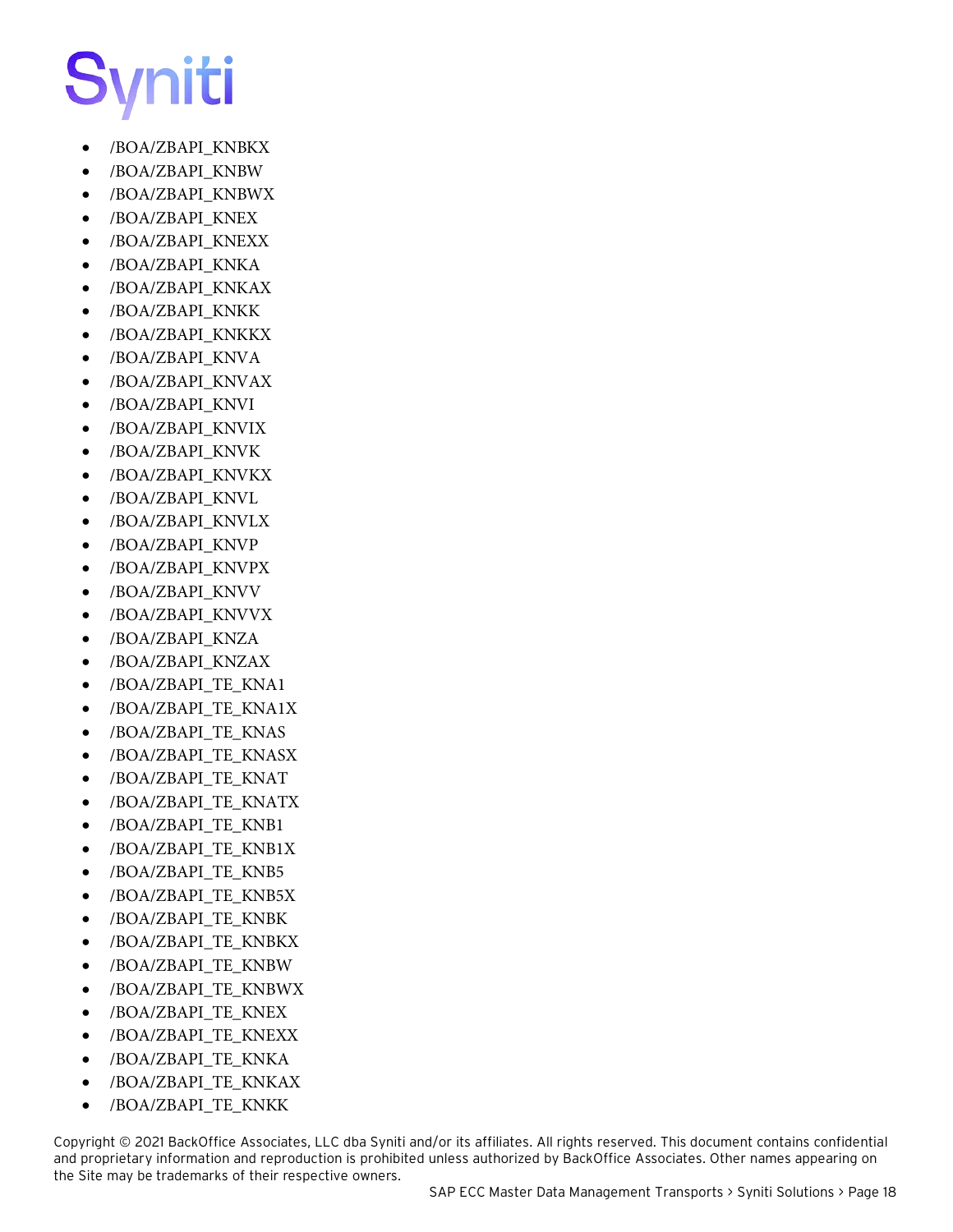- /BOA/ZBAPI_KNBKX
- /BOA/ZBAPI_KNBW
- /BOA/ZBAPI_KNBWX
- /BOA/ZBAPI_KNEX
- /BOA/ZBAPI_KNEXX
- /BOA/ZBAPI_KNKA
- /BOA/ZBAPI_KNKAX
- /BOA/ZBAPI_KNKK
- /BOA/ZBAPI_KNKKX
- /BOA/ZBAPI_KNVA
- /BOA/ZBAPI_KNVAX
- /BOA/ZBAPI_KNVI
- /BOA/ZBAPI_KNVIX
- /BOA/ZBAPI_KNVK
- /BOA/ZBAPI_KNVKX
- /BOA/ZBAPI_KNVL
- /BOA/ZBAPI_KNVLX
- /BOA/ZBAPI_KNVP
- /BOA/ZBAPI_KNVPX
- /BOA/ZBAPI_KNVV
- /BOA/ZBAPI_KNVVX
- /BOA/ZBAPI_KNZA
- /BOA/ZBAPI_KNZAX
- /BOA/ZBAPI_TE_KNA1
- /BOA/ZBAPI_TE_KNA1X
- /BOA/ZBAPI_TE_KNAS
- /BOA/ZBAPI_TE_KNASX
- /BOA/ZBAPI_TE_KNAT
- /BOA/ZBAPI_TE_KNATX
- /BOA/ZBAPI_TE_KNB1
- /BOA/ZBAPI_TE_KNB1X
- /BOA/ZBAPI_TE_KNB5
- /BOA/ZBAPI_TE_KNB5X
- /BOA/ZBAPI_TE_KNBK
- /BOA/ZBAPI_TE_KNBKX
- /BOA/ZBAPI_TE_KNBW
- /BOA/ZBAPI_TE_KNBWX
- /BOA/ZBAPI_TE_KNEX
- /BOA/ZBAPI_TE_KNEXX
- /BOA/ZBAPI_TE_KNKA
- /BOA/ZBAPI_TE_KNKAX
- /BOA/ZBAPI_TE_KNKK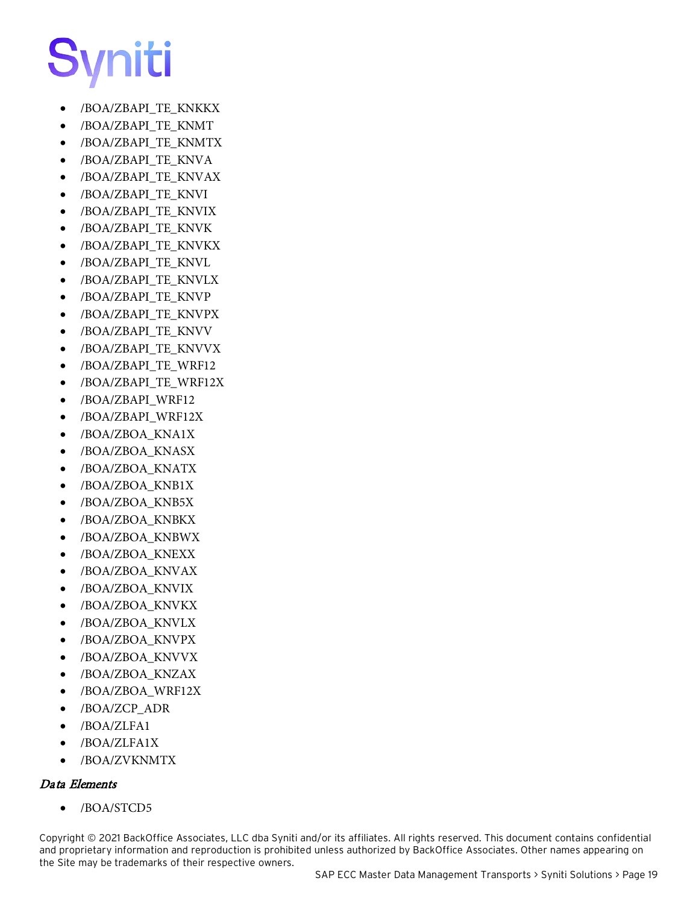- /BOA/ZBAPI_TE_KNKKX
- /BOA/ZBAPI_TE_KNMT
- /BOA/ZBAPI_TE_KNMTX
- /BOA/ZBAPI_TE_KNVA
- /BOA/ZBAPI_TE_KNVAX
- /BOA/ZBAPI_TE_KNVI
- /BOA/ZBAPI_TE_KNVIX
- /BOA/ZBAPI_TE_KNVK
- /BOA/ZBAPI_TE_KNVKX
- /BOA/ZBAPI_TE_KNVL
- /BOA/ZBAPI_TE_KNVLX
- /BOA/ZBAPI_TE_KNVP
- /BOA/ZBAPI_TE_KNVPX
- /BOA/ZBAPI_TE_KNVV
- /BOA/ZBAPI_TE_KNVVX
- /BOA/ZBAPI_TE_WRF12
- /BOA/ZBAPI_TE_WRF12X
- /BOA/ZBAPI_WRF12
- /BOA/ZBAPI_WRF12X
- /BOA/ZBOA_KNA1X
- /BOA/ZBOA_KNASX
- /BOA/ZBOA_KNATX
- /BOA/ZBOA_KNB1X
- /BOA/ZBOA_KNB5X
- /BOA/ZBOA_KNBKX
- /BOA/ZBOA_KNBWX
- /BOA/ZBOA_KNEXX
- /BOA/ZBOA_KNVAX
- /BOA/ZBOA_KNVIX
- /BOA/ZBOA_KNVKX
- /BOA/ZBOA_KNVLX
- /BOA/ZBOA_KNVPX
- /BOA/ZBOA_KNVVX
- /BOA/ZBOA_KNZAX
- /BOA/ZBOA_WRF12X
- /BOA/ZCP_ADR
- /BOA/ZLFA1
- /BOA/ZLFA1X
- /BOA/ZVKNMTX

### *Data Elements*

- /BOA/STCD5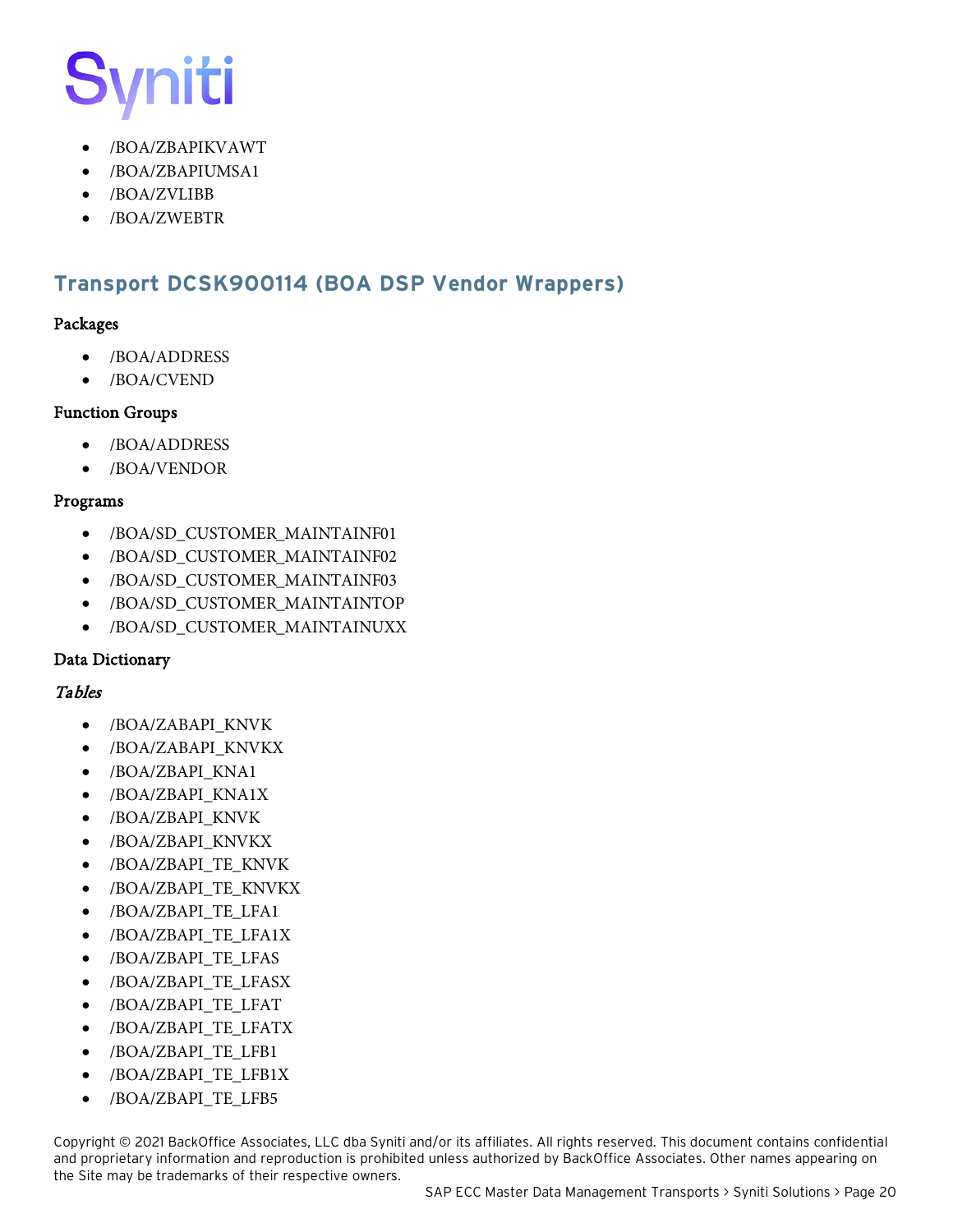- /BOA/ZBAPIKVAWT
- /BOA/ZBAPIUMSA1
- /BOA/ZVLIBB
- /BOA/ZWEBTR

## Transport DCSK900114 (BOA DSP Vendor Wrappers)

### Packages

- /BOA/ADDRESS
- /BOA/CVEND

### Function Groups

- /BOA/ADDRESS
- /BOA/VENDOR

### Programs

- /BOA/SD_CUSTOMER_MAINTAINF01
- /BOA/SD_CUSTOMER_MAINTAINF02
- /BOA/SD_CUSTOMER_MAINTAINF03
- /BOA/SD_CUSTOMER_MAINTAINTOP
- /BOA/SD_CUSTOMER_MAINTAINUXX

### Data Dictionary

#### *Tables*

- /BOA/ZABAPI_KNVK
- /BOA/ZABAPI_KNVKX
- /BOA/ZBAPI_KNA1
- /BOA/ZBAPI_KNA1X
- /BOA/ZBAPI_KNVK
- /BOA/ZBAPI_KNVKX
- /BOA/ZBAPI_TE_KNVK
- /BOA/ZBAPI_TE_KNVKX
- /BOA/ZBAPI_TE_LFA1
- /BOA/ZBAPI_TE_LFA1X
- /BOA/ZBAPI_TE_LFAS
- /BOA/ZBAPI_TE_LFASX
- /BOA/ZBAPI_TE_LFAT
- /BOA/ZBAPI_TE_LFATX
- /BOA/ZBAPI_TE_LFB1
- /BOA/ZBAPI_TE_LFB1X
- /BOA/ZBAPI_TE_LFB5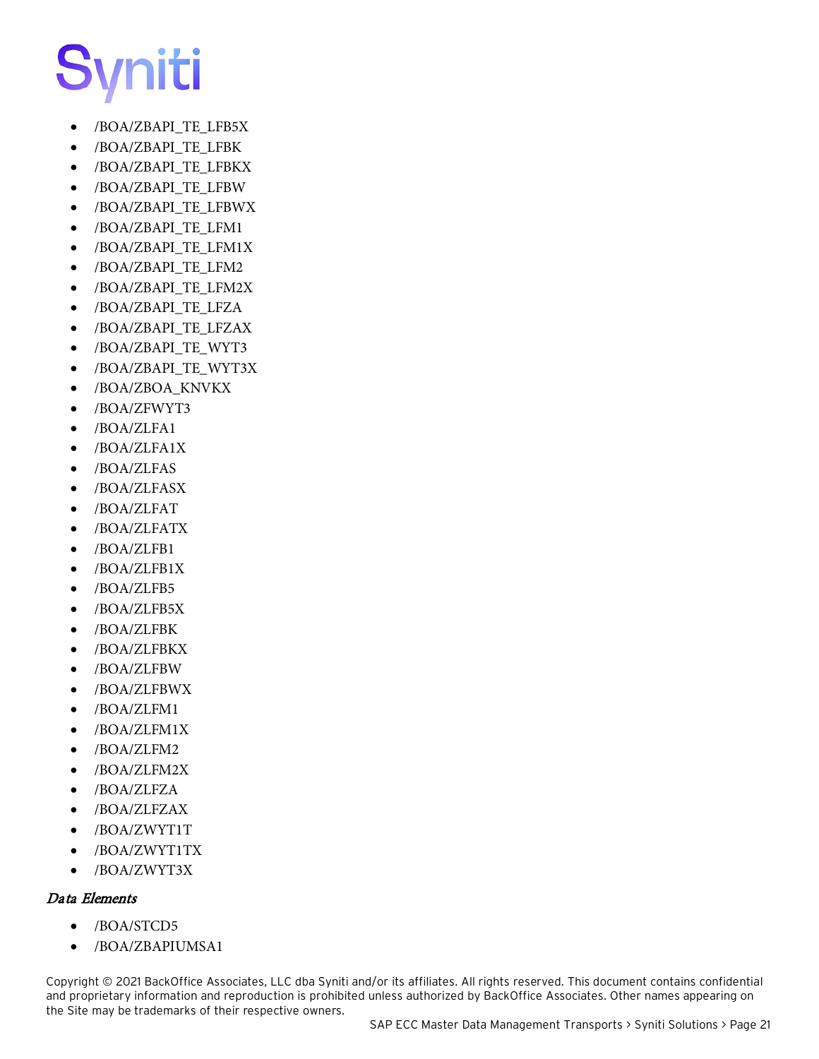- /BOA/ZBAPI_TE_LFB5X
- /BOA/ZBAPI_TE_LFBK
- /BOA/ZBAPI_TE_LFBKX
- /BOA/ZBAPI_TE_LFBW
- /BOA/ZBAPI_TE_LFBWX
- /BOA/ZBAPI_TE_LFM1
- /BOA/ZBAPI_TE_LFM1X
- /BOA/ZBAPI_TE_LFM2
- /BOA/ZBAPI_TE_LFM2X
- /BOA/ZBAPI_TE_LFZA
- /BOA/ZBAPI_TE_LFZAX
- /BOA/ZBAPI_TE_WYT3
- /BOA/ZBAPI_TE_WYT3X
- /BOA/ZBOA_KNVKX
- /BOA/ZFWYT3
- /BOA/ZLFA1
- /BOA/ZLFA1X
- /BOA/ZLFAS
- /BOA/ZLFASX
- /BOA/ZLFAT
- /BOA/ZLFATX
- /BOA/ZLFB1
- /BOA/ZLFB1X
- /BOA/ZLFB5
- /BOA/ZLFB5X
- /BOA/ZLFBK
- /BOA/ZLFBKX
- /BOA/ZLFBW
- /BOA/ZLFBWX
- /BOA/ZLFM1
- /BOA/ZLFM1X
- /BOA/ZLFM2
- /BOA/ZLFM2X
- /BOA/ZLFZA
- /BOA/ZLFZAX
- /BOA/ZWYT1T
- /BOA/ZWYT1TX
- /BOA/ZWYT3X

### *Data Elements*

- /BOA/STCD5
- /BOA/ZBAPIUMSA1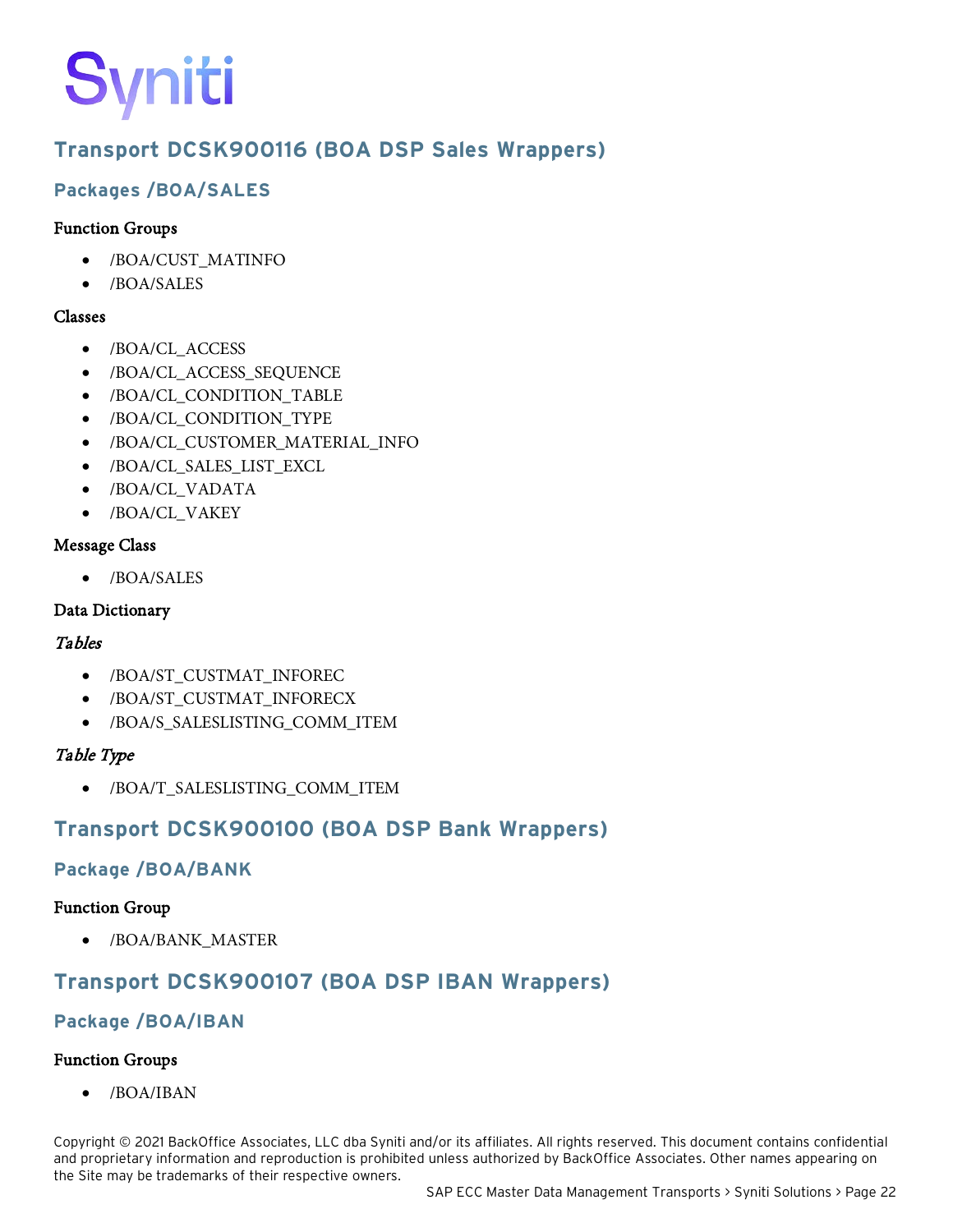## Transport DCSK900116 (BOA DSP Sales Wrappers)

### Packages /BOA/SALES

**Function Groups**

- /BOA/CUST_MATINFO
- /BOA/SALES

**Classes**

- /BOA/CL_ACCESS
- /BOA/CL_ACCESS_SEQUENCE
- /BOA/CL_CONDITION_TABLE
- /BOA/CL_CONDITION_TYPE
- /BOA/CL_CUSTOMER_MATERIAL_INFO
- /BOA/CL_SALES_LIST_EXCL
- /BOA/CL_VADATA
- /BOA/CL_VAKEY

**Message Class**

- /BOA/SALES

**Data Dictionary**

***Tables***

- /BOA/ST_CUSTMAT_INFOREC
- /BOA/ST_CUSTMAT_INFORECX
- /BOA/S_SALESLISTING_COMM_ITEM

***Table Type***

- /BOA/T_SALESLISTING_COMM_ITEM

## Transport DCSK900100 (BOA DSP Bank Wrappers)

### Package /BOA/BANK

**Function Group**

- /BOA/BANK_MASTER

## Transport DCSK900107 (BOA DSP IBAN Wrappers)

### Package /BOA/IBAN

**Function Groups**

- /BOA/IBAN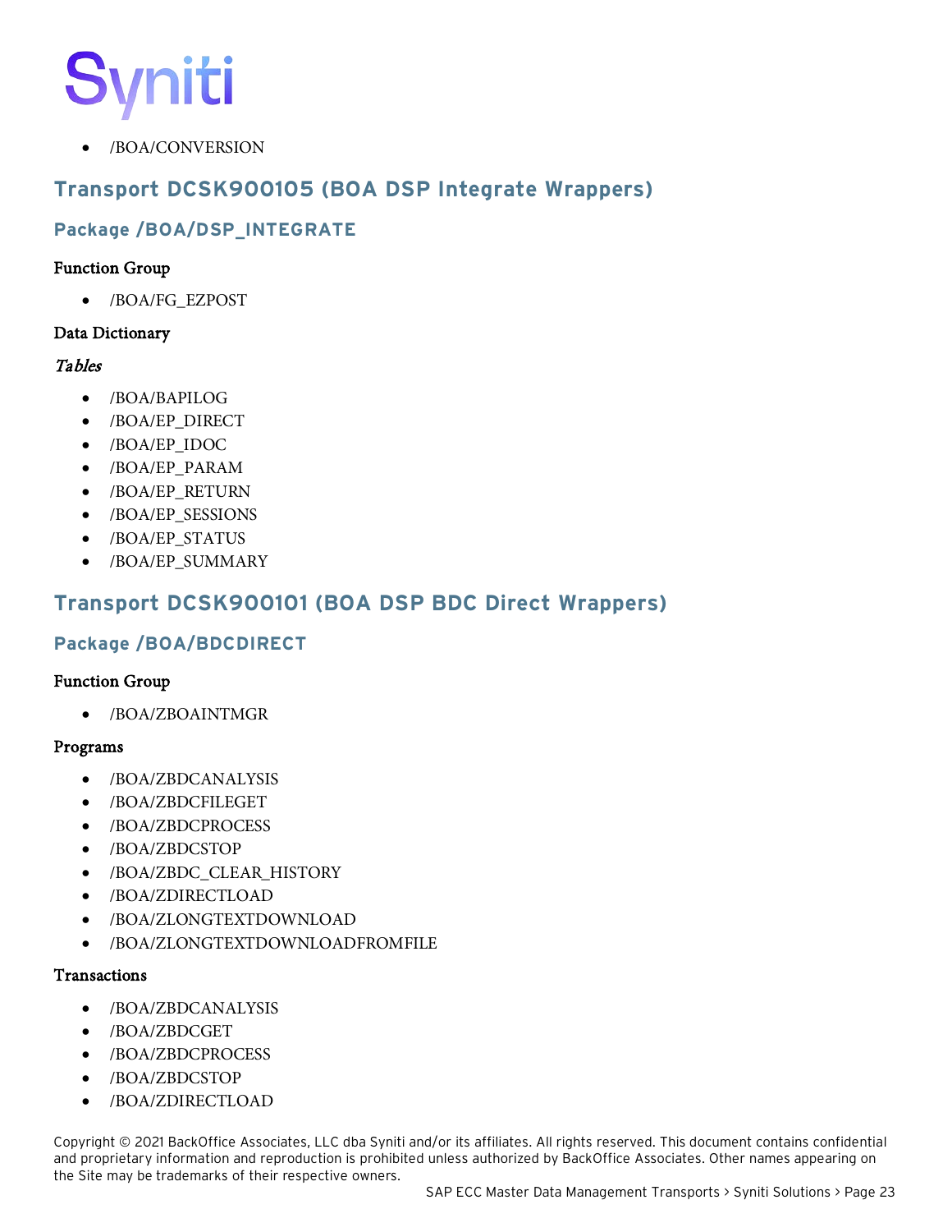- /BOA/CONVERSION

## Transport DCSK900105 (BOA DSP Integrate Wrappers)

### Package /BOA/DSP_INTEGRATE

**Function Group**

- /BOA/FG_EZPOST

**Data Dictionary**

*Tables*

- /BOA/BAPILOG
- /BOA/EP_DIRECT
- /BOA/EP_IDOC
- /BOA/EP_PARAM
- /BOA/EP_RETURN
- /BOA/EP_SESSIONS
- /BOA/EP_STATUS
- /BOA/EP_SUMMARY

## Transport DCSK900101 (BOA DSP BDC Direct Wrappers)

### Package /BOA/BDCDIRECT

**Function Group**

- /BOA/ZBOAINTMGR

**Programs**

- /BOA/ZBDCANALYSIS
- /BOA/ZBDCFILEGET
- /BOA/ZBDCPROCESS
- /BOA/ZBDCSTOP
- /BOA/ZBDC_CLEAR_HISTORY
- /BOA/ZDIRECTLOAD
- /BOA/ZLONGTEXTDOWNLOAD
- /BOA/ZLONGTEXTDOWNLOADFROMFILE

**Transactions**

- /BOA/ZBDCANALYSIS
- /BOA/ZBDCGET
- /BOA/ZBDCPROCESS
- /BOA/ZBDCSTOP
- /BOA/ZDIRECTLOAD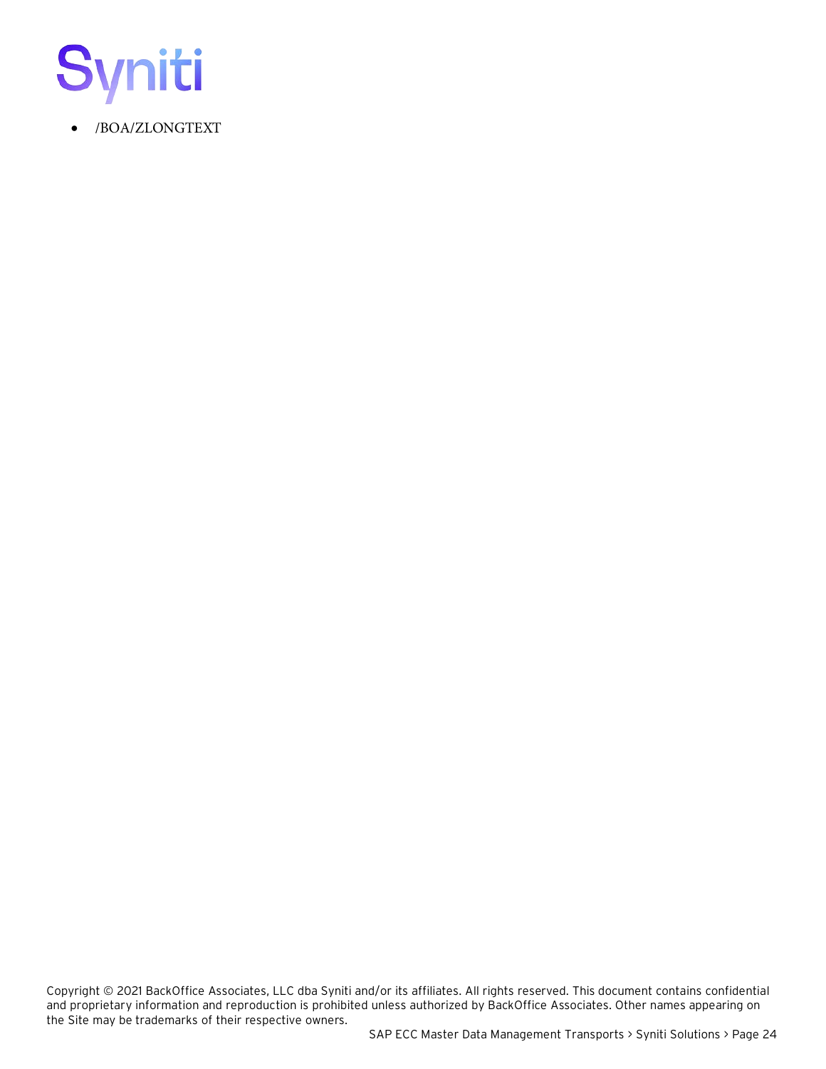- /BOA/ZLONGTEXT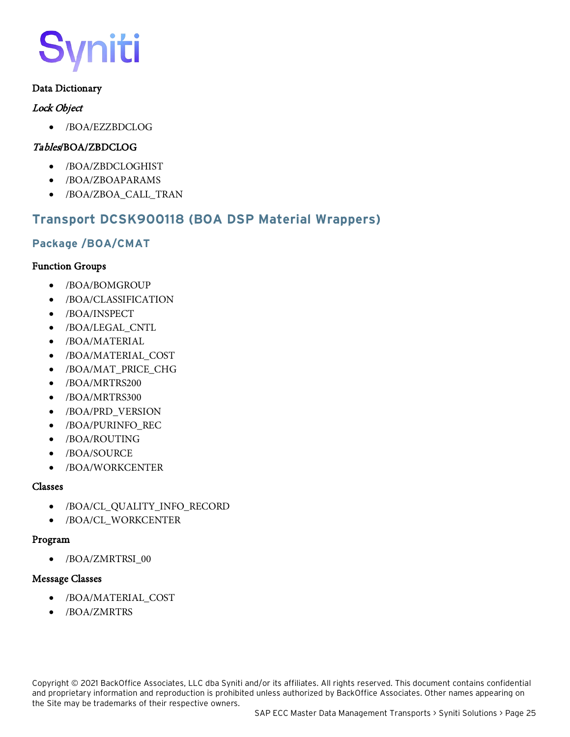**Data Dictionary**

***Lock Object***

- /BOA/EZZBDCLOG

***Tables*****/BOA/ZBDCLOG**

- /BOA/ZBDCLOGHIST
- /BOA/ZBOAPARAMS
- /BOA/ZBOA_CALL_TRAN

## Transport DCSK900118 (BOA DSP Material Wrappers)

### Package /BOA/CMAT

**Function Groups**

- /BOA/BOMGROUP
- /BOA/CLASSIFICATION
- /BOA/INSPECT
- /BOA/LEGAL_CNTL
- /BOA/MATERIAL
- /BOA/MATERIAL_COST
- /BOA/MAT_PRICE_CHG
- /BOA/MRTRS200
- /BOA/MRTRS300
- /BOA/PRD_VERSION
- /BOA/PURINFO_REC
- /BOA/ROUTING
- /BOA/SOURCE
- /BOA/WORKCENTER

**Classes**

- /BOA/CL_QUALITY_INFO_RECORD
- /BOA/CL_WORKCENTER

**Program**

- /BOA/ZMRTRSI_00

**Message Classes**

- /BOA/MATERIAL_COST
- /BOA/ZMRTRS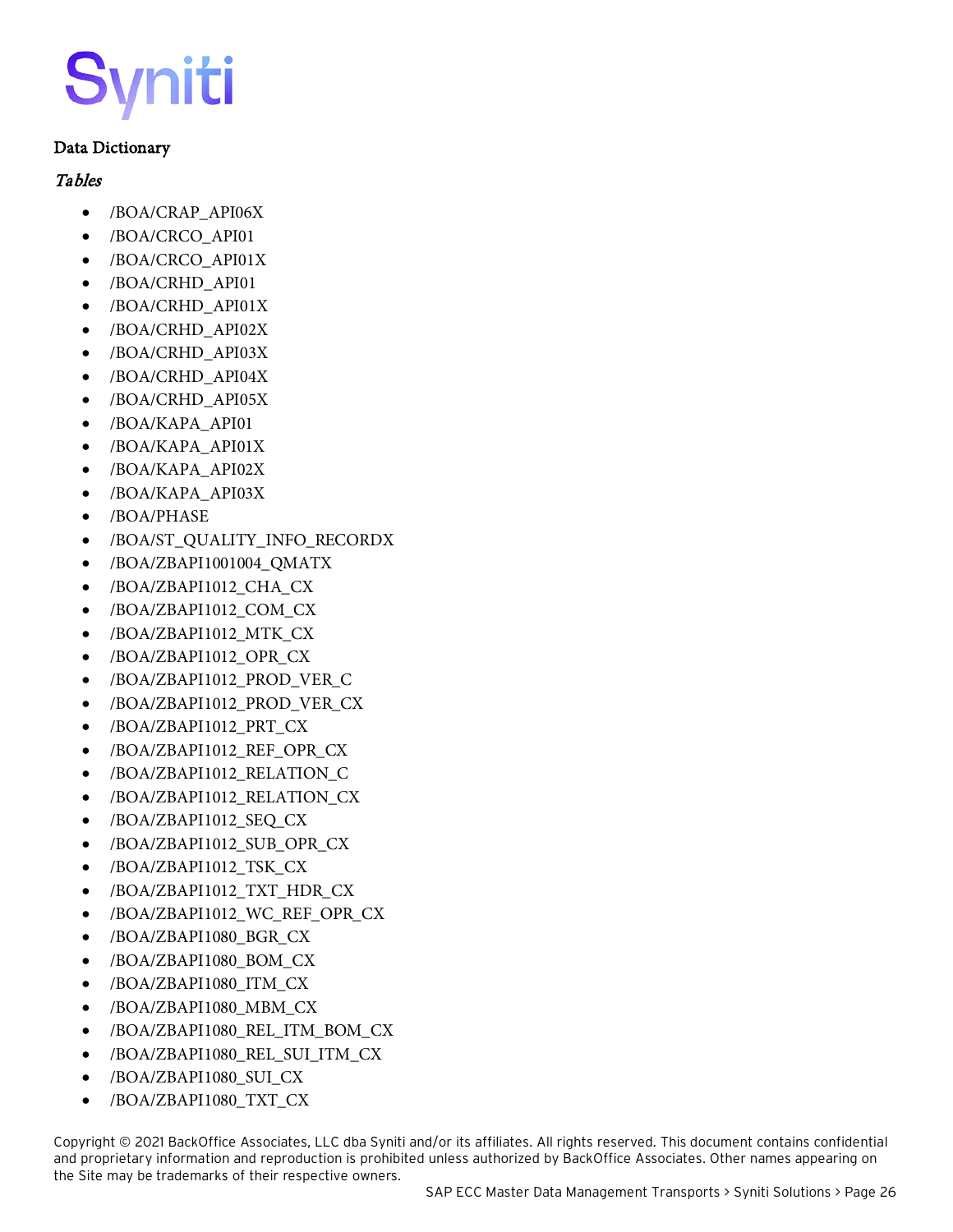### Data Dictionary

#### *Tables*

- /BOA/CRAP_API06X
- /BOA/CRCO_API01
- /BOA/CRCO_API01X
- /BOA/CRHD_API01
- /BOA/CRHD_API01X
- /BOA/CRHD_API02X
- /BOA/CRHD_API03X
- /BOA/CRHD_API04X
- /BOA/CRHD_API05X
- /BOA/KAPA_API01
- /BOA/KAPA_API01X
- /BOA/KAPA_API02X
- /BOA/KAPA_API03X
- /BOA/PHASE
- /BOA/ST_QUALITY_INFO_RECORDX
- /BOA/ZBAPI1001004_QMATX
- /BOA/ZBAPI1012_CHA_CX
- /BOA/ZBAPI1012_COM_CX
- /BOA/ZBAPI1012_MTK_CX
- /BOA/ZBAPI1012_OPR_CX
- /BOA/ZBAPI1012_PROD_VER_C
- /BOA/ZBAPI1012_PROD_VER_CX
- /BOA/ZBAPI1012_PRT_CX
- /BOA/ZBAPI1012_REF_OPR_CX
- /BOA/ZBAPI1012_RELATION_C
- /BOA/ZBAPI1012_RELATION_CX
- /BOA/ZBAPI1012_SEQ_CX
- /BOA/ZBAPI1012_SUB_OPR_CX
- /BOA/ZBAPI1012_TSK_CX
- /BOA/ZBAPI1012_TXT_HDR_CX
- /BOA/ZBAPI1012_WC_REF_OPR_CX
- /BOA/ZBAPI1080_BGR_CX
- /BOA/ZBAPI1080_BOM_CX
- /BOA/ZBAPI1080_ITM_CX
- /BOA/ZBAPI1080_MBM_CX
- /BOA/ZBAPI1080_REL_ITM_BOM_CX
- /BOA/ZBAPI1080_REL_SUI_ITM_CX
- /BOA/ZBAPI1080_SUI_CX
- /BOA/ZBAPI1080_TXT_CX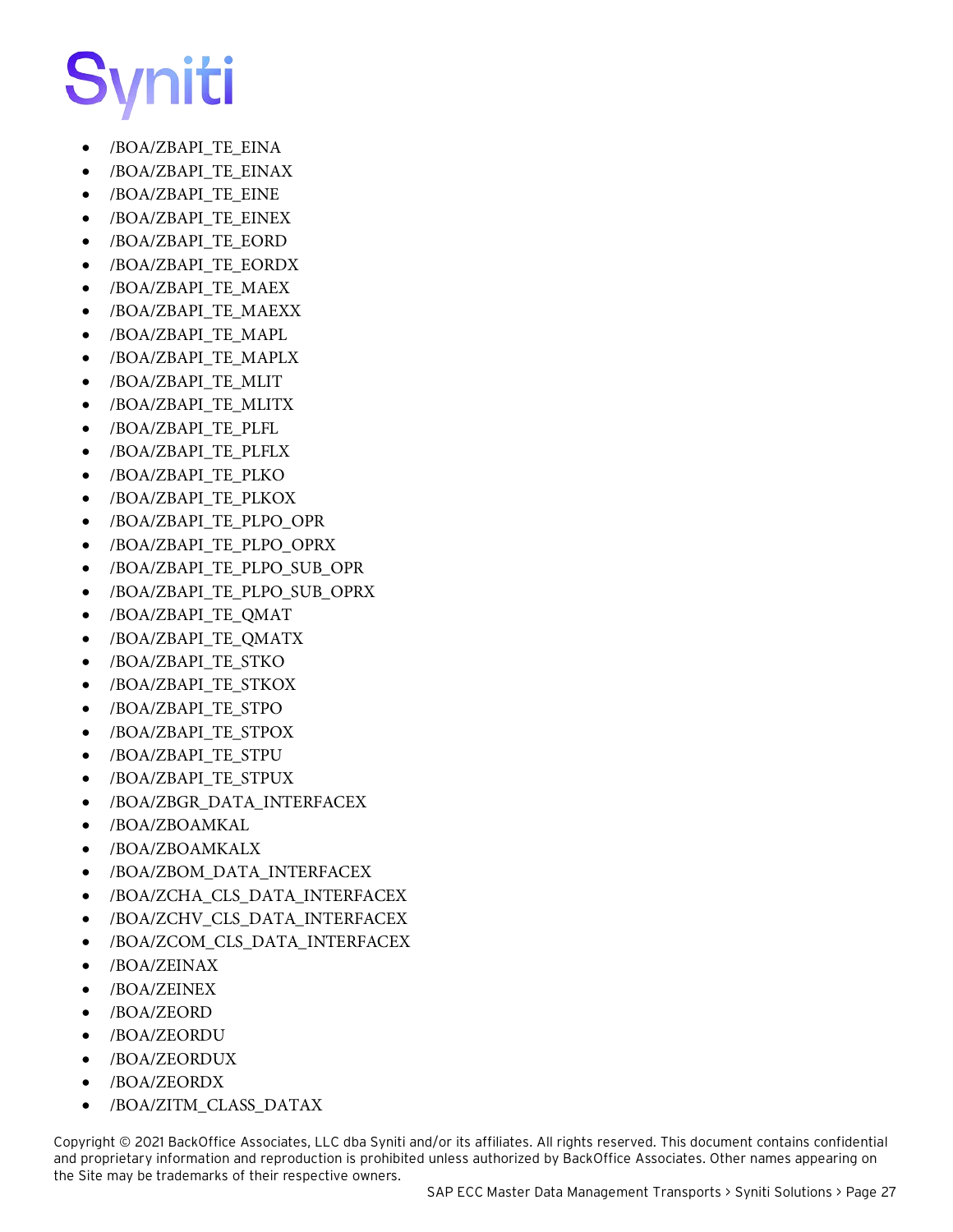- /BOA/ZBAPI_TE_EINA
- /BOA/ZBAPI_TE_EINAX
- /BOA/ZBAPI_TE_EINE
- /BOA/ZBAPI_TE_EINEX
- /BOA/ZBAPI_TE_EORD
- /BOA/ZBAPI_TE_EORDX
- /BOA/ZBAPI_TE_MAEX
- /BOA/ZBAPI_TE_MAEXX
- /BOA/ZBAPI_TE_MAPL
- /BOA/ZBAPI_TE_MAPLX
- /BOA/ZBAPI_TE_MLIT
- /BOA/ZBAPI_TE_MLITX
- /BOA/ZBAPI_TE_PLFL
- /BOA/ZBAPI_TE_PLFLX
- /BOA/ZBAPI_TE_PLKO
- /BOA/ZBAPI_TE_PLKOX
- /BOA/ZBAPI_TE_PLPO_OPR
- /BOA/ZBAPI_TE_PLPO_OPRX
- /BOA/ZBAPI_TE_PLPO_SUB_OPR
- /BOA/ZBAPI_TE_PLPO_SUB_OPRX
- /BOA/ZBAPI_TE_QMAT
- /BOA/ZBAPI_TE_QMATX
- /BOA/ZBAPI_TE_STKO
- /BOA/ZBAPI_TE_STKOX
- /BOA/ZBAPI_TE_STPO
- /BOA/ZBAPI_TE_STPOX
- /BOA/ZBAPI_TE_STPU
- /BOA/ZBAPI_TE_STPUX
- /BOA/ZBGR_DATA_INTERFACEX
- /BOA/ZBOAMKAL
- /BOA/ZBOAMKALX
- /BOA/ZBOM_DATA_INTERFACEX
- /BOA/ZCHA_CLS_DATA_INTERFACEX
- /BOA/ZCHV_CLS_DATA_INTERFACEX
- /BOA/ZCOM_CLS_DATA_INTERFACEX
- /BOA/ZEINAX
- /BOA/ZEINEX
- /BOA/ZEORD
- /BOA/ZEORDU
- /BOA/ZEORDUX
- /BOA/ZEORDX
- /BOA/ZITM_CLASS_DATAX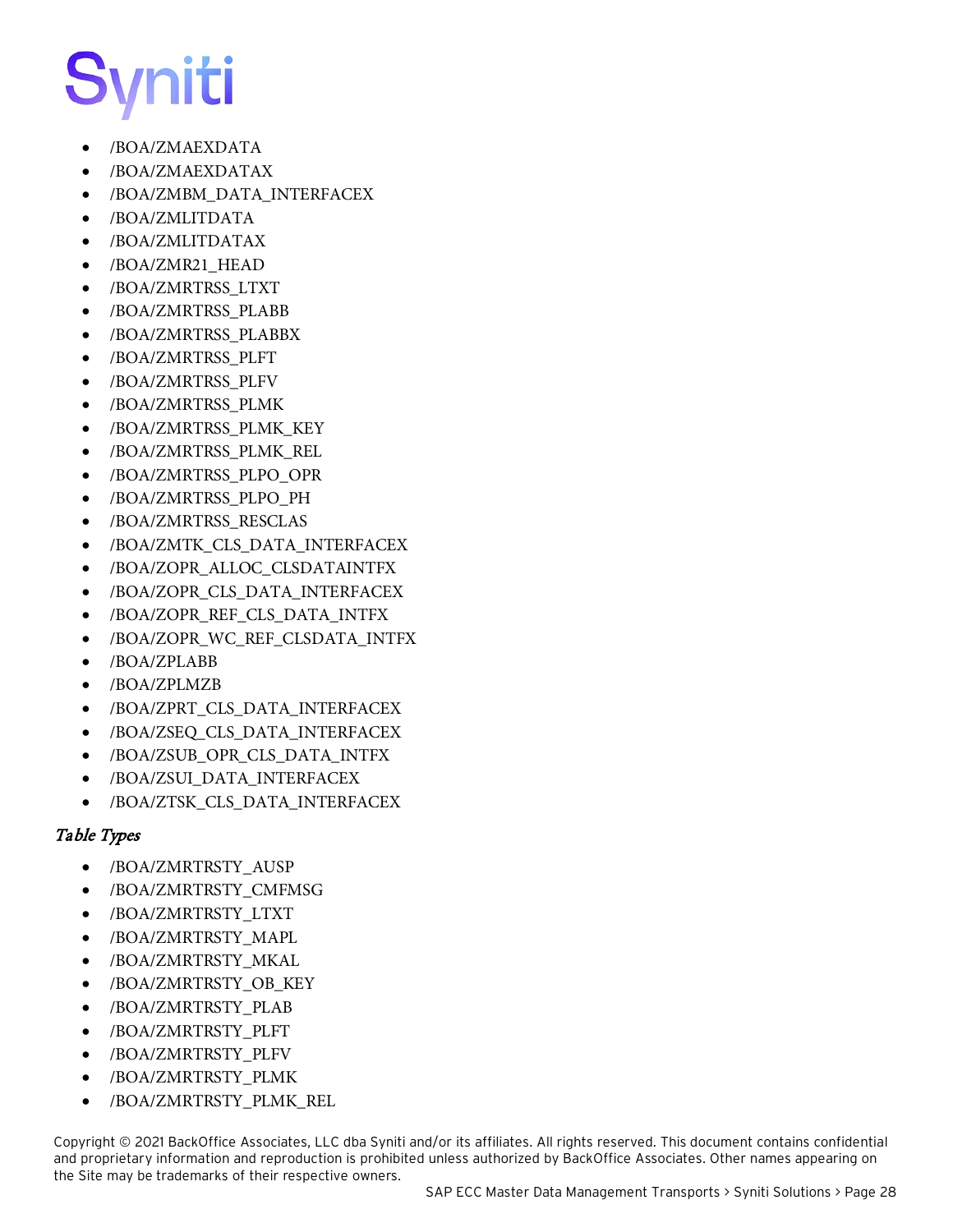- /BOA/ZMAEXDATA
- /BOA/ZMAEXDATAX
- /BOA/ZMBM_DATA_INTERFACEX
- /BOA/ZMLITDATA
- /BOA/ZMLITDATAX
- /BOA/ZMR21_HEAD
- /BOA/ZMRTRSS_LTXT
- /BOA/ZMRTRSS_PLABB
- /BOA/ZMRTRSS_PLABBX
- /BOA/ZMRTRSS_PLFT
- /BOA/ZMRTRSS_PLFV
- /BOA/ZMRTRSS_PLMK
- /BOA/ZMRTRSS_PLMK_KEY
- /BOA/ZMRTRSS_PLMK_REL
- /BOA/ZMRTRSS_PLPO_OPR
- /BOA/ZMRTRSS_PLPO_PH
- /BOA/ZMRTRSS_RESCLAS
- /BOA/ZMTK_CLS_DATA_INTERFACEX
- /BOA/ZOPR_ALLOC_CLSDATAINTFX
- /BOA/ZOPR_CLS_DATA_INTERFACEX
- /BOA/ZOPR_REF_CLS_DATA_INTFX
- /BOA/ZOPR_WC_REF_CLSDATA_INTFX
- /BOA/ZPLABB
- /BOA/ZPLMZB
- /BOA/ZPRT_CLS_DATA_INTERFACEX
- /BOA/ZSEQ_CLS_DATA_INTERFACEX
- /BOA/ZSUB_OPR_CLS_DATA_INTFX
- /BOA/ZSUI_DATA_INTERFACEX
- /BOA/ZTSK_CLS_DATA_INTERFACEX

### *Table Types*

- /BOA/ZMRTRSTY_AUSP
- /BOA/ZMRTRSTY_CMFMSG
- /BOA/ZMRTRSTY_LTXT
- /BOA/ZMRTRSTY_MAPL
- /BOA/ZMRTRSTY_MKAL
- /BOA/ZMRTRSTY_OB_KEY
- /BOA/ZMRTRSTY_PLAB
- /BOA/ZMRTRSTY_PLFT
- /BOA/ZMRTRSTY_PLFV
- /BOA/ZMRTRSTY_PLMK
- /BOA/ZMRTRSTY_PLMK_REL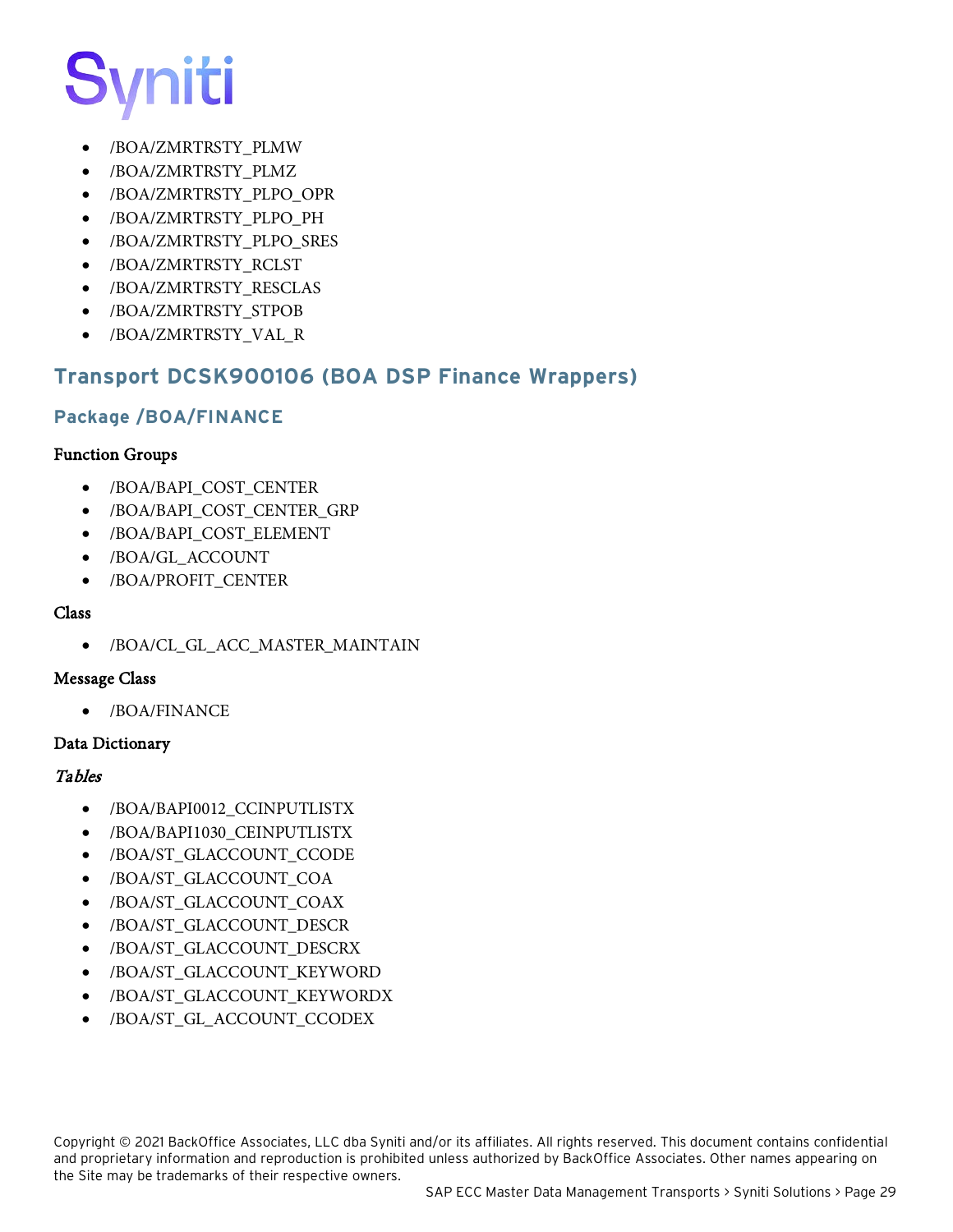- /BOA/ZMRTRSTY_PLMW
- /BOA/ZMRTRSTY_PLMZ
- /BOA/ZMRTRSTY_PLPO_OPR
- /BOA/ZMRTRSTY_PLPO_PH
- /BOA/ZMRTRSTY_PLPO_SRES
- /BOA/ZMRTRSTY_RCLST
- /BOA/ZMRTRSTY_RESCLAS
- /BOA/ZMRTRSTY_STPOB
- /BOA/ZMRTRSTY_VAL_R

## Transport DCSK900106 (BOA DSP Finance Wrappers)

### Package /BOA/FINANCE

**Function Groups**

- /BOA/BAPI_COST_CENTER
- /BOA/BAPI_COST_CENTER_GRP
- /BOA/BAPI_COST_ELEMENT
- /BOA/GL_ACCOUNT
- /BOA/PROFIT_CENTER

**Class**

- /BOA/CL_GL_ACC_MASTER_MAINTAIN

**Message Class**

- /BOA/FINANCE

**Data Dictionary**

*Tables*

- /BOA/BAPI0012_CCINPUTLISTX
- /BOA/BAPI1030_CEINPUTLISTX
- /BOA/ST_GLACCOUNT_CCODE
- /BOA/ST_GLACCOUNT_COA
- /BOA/ST_GLACCOUNT_COAX
- /BOA/ST_GLACCOUNT_DESCR
- /BOA/ST_GLACCOUNT_DESCRX
- /BOA/ST_GLACCOUNT_KEYWORD
- /BOA/ST_GLACCOUNT_KEYWORDX
- /BOA/ST_GL_ACCOUNT_CCODEX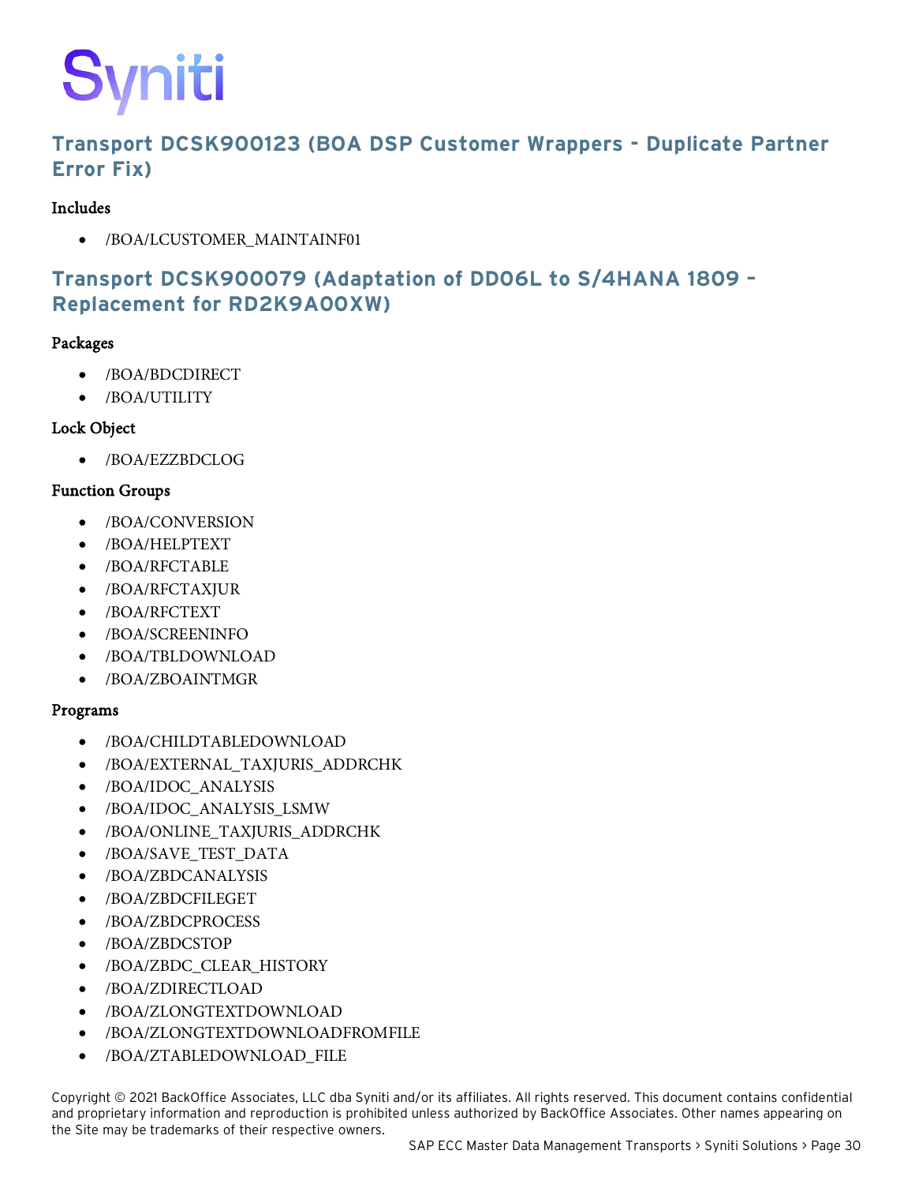## Transport DCSK900123 (BOA DSP Customer Wrappers - Duplicate Partner Error Fix)

### Includes

- /BOA/LCUSTOMER_MAINTAINF01

## Transport DCSK900079 (Adaptation of DD06L to S/4HANA 1809 – Replacement for RD2K9A00XW)

### Packages

- /BOA/BDCDIRECT
- /BOA/UTILITY

### Lock Object

- /BOA/EZZBDCLOG

### Function Groups

- /BOA/CONVERSION
- /BOA/HELPTEXT
- /BOA/RFCTABLE
- /BOA/RFCTAXJUR
- /BOA/RFCTEXT
- /BOA/SCREENINFO
- /BOA/TBLDOWNLOAD
- /BOA/ZBOAINTMGR

### Programs

- /BOA/CHILDTABLEDOWNLOAD
- /BOA/EXTERNAL_TAXJURIS_ADDRCHK
- /BOA/IDOC_ANALYSIS
- /BOA/IDOC_ANALYSIS_LSMW
- /BOA/ONLINE_TAXJURIS_ADDRCHK
- /BOA/SAVE_TEST_DATA
- /BOA/ZBDCANALYSIS
- /BOA/ZBDCFILEGET
- /BOA/ZBDCPROCESS
- /BOA/ZBDCSTOP
- /BOA/ZBDC_CLEAR_HISTORY
- /BOA/ZDIRECTLOAD
- /BOA/ZLONGTEXTDOWNLOAD
- /BOA/ZLONGTEXTDOWNLOADFROMFILE
- /BOA/ZTABLEDOWNLOAD_FILE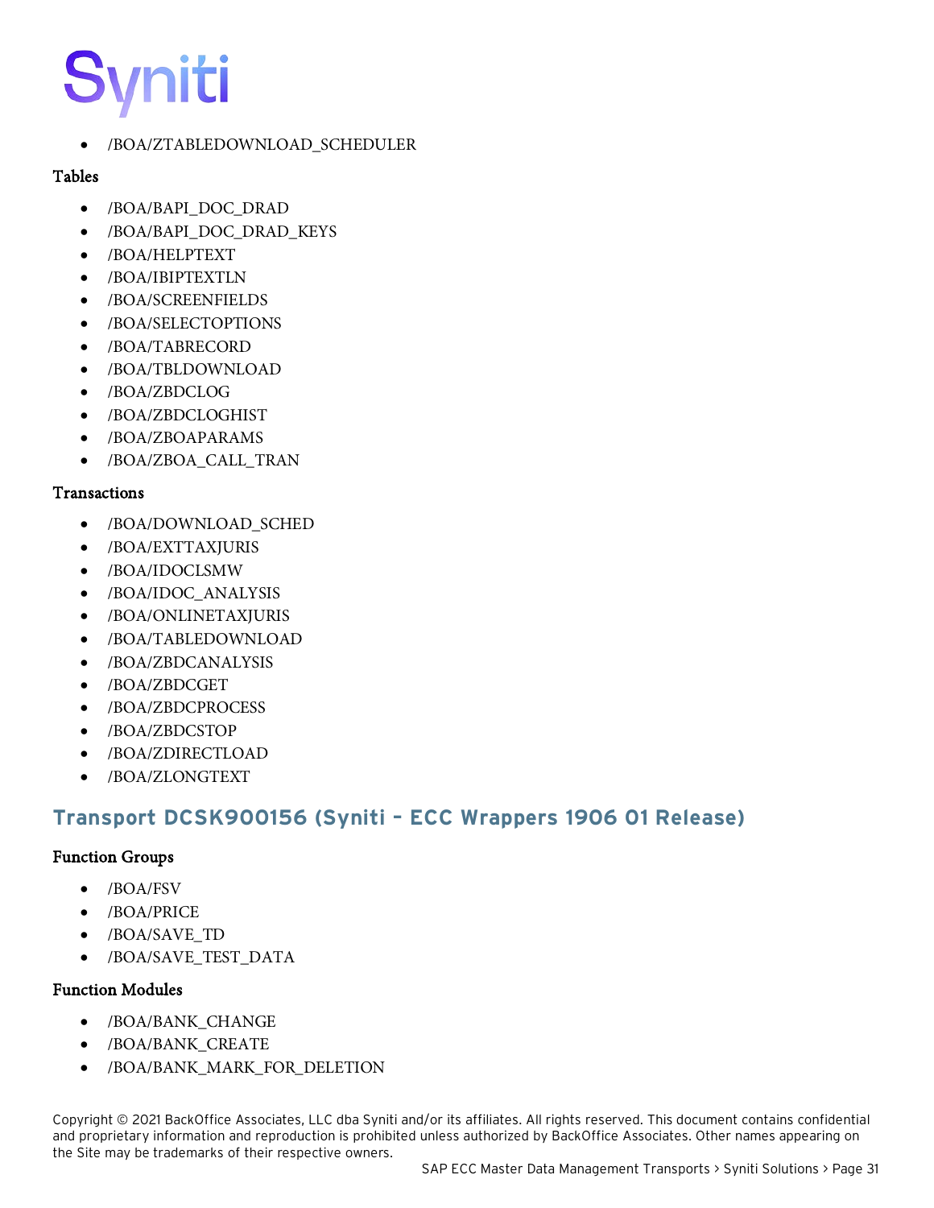- /BOA/ZTABLEDOWNLOAD_SCHEDULER

### Tables

- /BOA/BAPI_DOC_DRAD
- /BOA/BAPI_DOC_DRAD_KEYS
- /BOA/HELPTEXT
- /BOA/IBIPTEXTLN
- /BOA/SCREENFIELDS
- /BOA/SELECTOPTIONS
- /BOA/TABRECORD
- /BOA/TBLDOWNLOAD
- /BOA/ZBDCLOG
- /BOA/ZBDCLOGHIST
- /BOA/ZBOAPARAMS
- /BOA/ZBOA_CALL_TRAN

### Transactions

- /BOA/DOWNLOAD_SCHED
- /BOA/EXTTAXJURIS
- /BOA/IDOCLSMW
- /BOA/IDOC_ANALYSIS
- /BOA/ONLINETAXJURIS
- /BOA/TABLEDOWNLOAD
- /BOA/ZBDCANALYSIS
- /BOA/ZBDCGET
- /BOA/ZBDCPROCESS
- /BOA/ZBDCSTOP
- /BOA/ZDIRECTLOAD
- /BOA/ZLONGTEXT

## Transport DCSK900156 (Syniti – ECC Wrappers 1906 01 Release)

### Function Groups

- /BOA/FSV
- /BOA/PRICE
- /BOA/SAVE_TD
- /BOA/SAVE_TEST_DATA

### Function Modules

- /BOA/BANK_CHANGE
- /BOA/BANK_CREATE
- /BOA/BANK_MARK_FOR_DELETION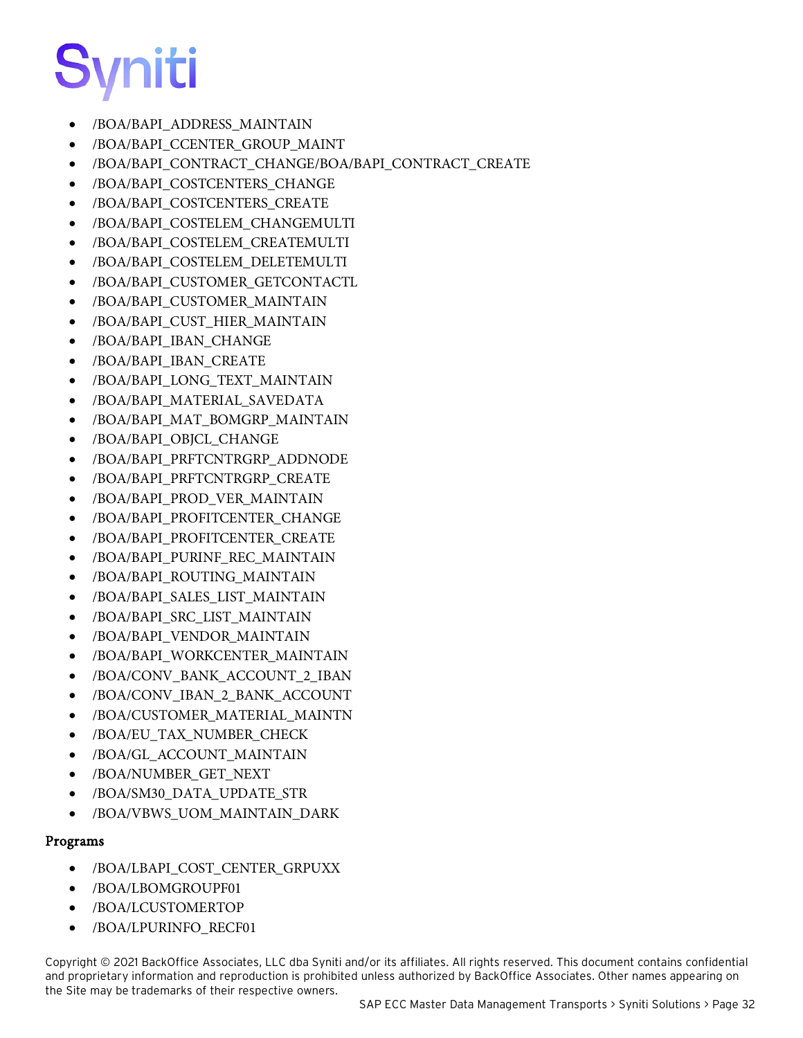- /BOA/BAPI_ADDRESS_MAINTAIN
- /BOA/BAPI_CCENTER_GROUP_MAINT
- /BOA/BAPI_CONTRACT_CHANGE/BOA/BAPI_CONTRACT_CREATE
- /BOA/BAPI_COSTCENTERS_CHANGE
- /BOA/BAPI_COSTCENTERS_CREATE
- /BOA/BAPI_COSTELEM_CHANGEMULTI
- /BOA/BAPI_COSTELEM_CREATEMULTI
- /BOA/BAPI_COSTELEM_DELETEMULTI
- /BOA/BAPI_CUSTOMER_GETCONTACTL
- /BOA/BAPI_CUSTOMER_MAINTAIN
- /BOA/BAPI_CUST_HIER_MAINTAIN
- /BOA/BAPI_IBAN_CHANGE
- /BOA/BAPI_IBAN_CREATE
- /BOA/BAPI_LONG_TEXT_MAINTAIN
- /BOA/BAPI_MATERIAL_SAVEDATA
- /BOA/BAPI_MAT_BOMGRP_MAINTAIN
- /BOA/BAPI_OBJCL_CHANGE
- /BOA/BAPI_PRFTCNTRGRP_ADDNODE
- /BOA/BAPI_PRFTCNTRGRP_CREATE
- /BOA/BAPI_PROD_VER_MAINTAIN
- /BOA/BAPI_PROFITCENTER_CHANGE
- /BOA/BAPI_PROFITCENTER_CREATE
- /BOA/BAPI_PURINF_REC_MAINTAIN
- /BOA/BAPI_ROUTING_MAINTAIN
- /BOA/BAPI_SALES_LIST_MAINTAIN
- /BOA/BAPI_SRC_LIST_MAINTAIN
- /BOA/BAPI_VENDOR_MAINTAIN
- /BOA/BAPI_WORKCENTER_MAINTAIN
- /BOA/CONV_BANK_ACCOUNT_2_IBAN
- /BOA/CONV_IBAN_2_BANK_ACCOUNT
- /BOA/CUSTOMER_MATERIAL_MAINTN
- /BOA/EU_TAX_NUMBER_CHECK
- /BOA/GL_ACCOUNT_MAINTAIN
- /BOA/NUMBER_GET_NEXT
- /BOA/SM30_DATA_UPDATE_STR
- /BOA/VBWS_UOM_MAINTAIN_DARK

#### Programs

- /BOA/LBAPI_COST_CENTER_GRPUXX
- /BOA/LBOMGROUPF01
- /BOA/LCUSTOMERTOP
- /BOA/LPURINFO_RECF01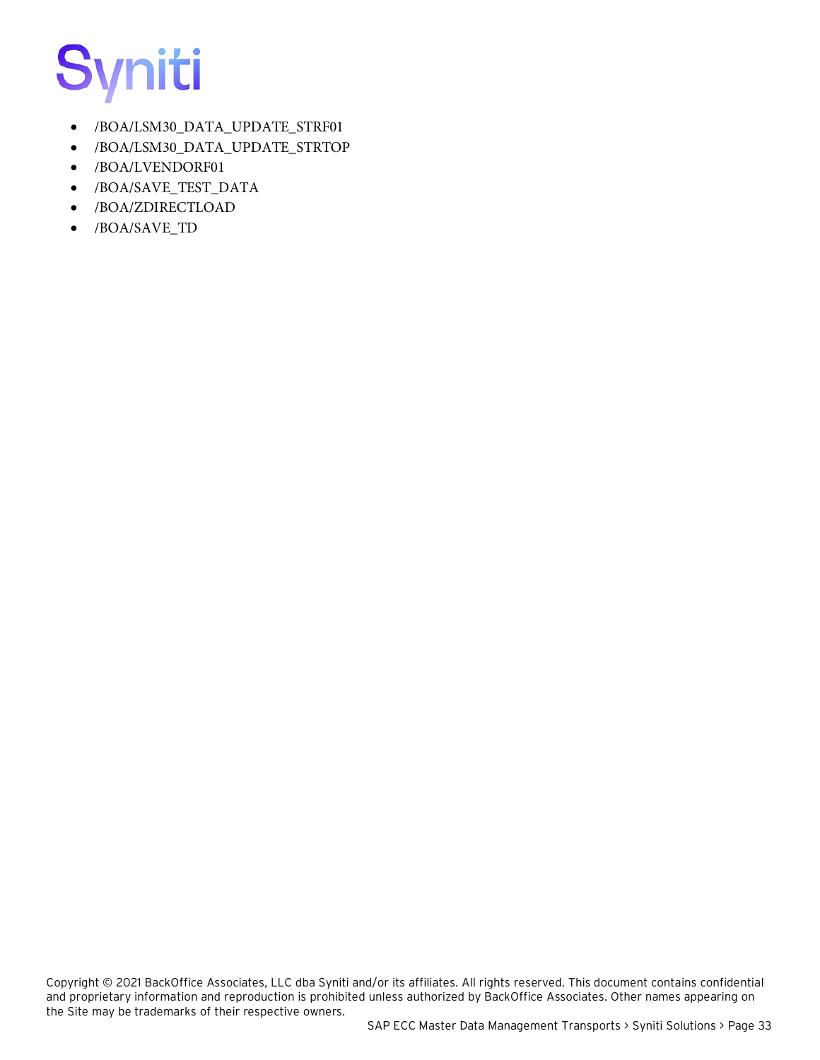- /BOA/LSM30_DATA_UPDATE_STRF01
- /BOA/LSM30_DATA_UPDATE_STRTOP
- /BOA/LVENDORF01
- /BOA/SAVE_TEST_DATA
- /BOA/ZDIRECTLOAD
- /BOA/SAVE_TD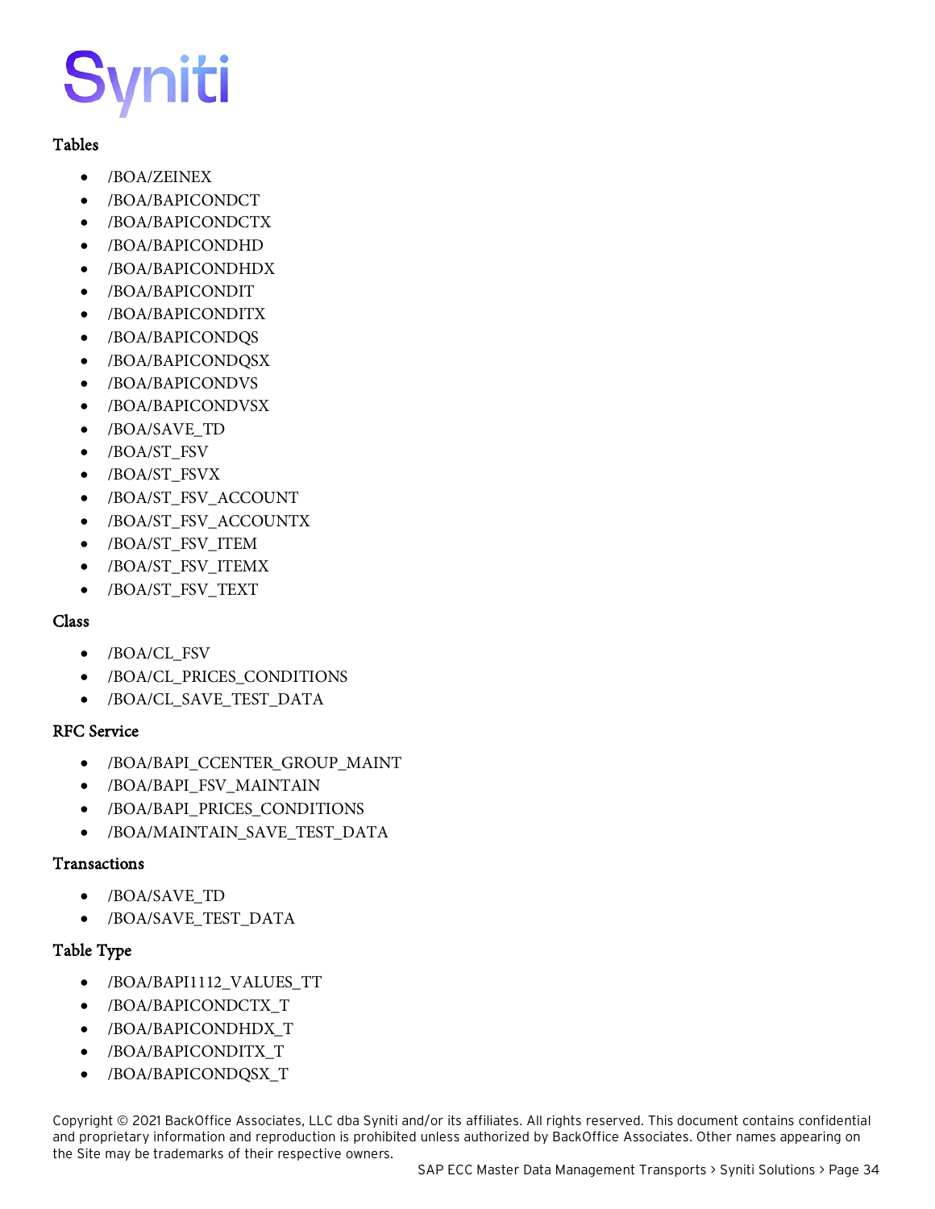### Tables

- /BOA/ZEINEX
- /BOA/BAPICONDCT
- /BOA/BAPICONDCTX
- /BOA/BAPICONDHD
- /BOA/BAPICONDHDX
- /BOA/BAPICONDIT
- /BOA/BAPICONDITX
- /BOA/BAPICONDQS
- /BOA/BAPICONDQSX
- /BOA/BAPICONDVS
- /BOA/BAPICONDVSX
- /BOA/SAVE_TD
- /BOA/ST_FSV
- /BOA/ST_FSVX
- /BOA/ST_FSV_ACCOUNT
- /BOA/ST_FSV_ACCOUNTX
- /BOA/ST_FSV_ITEM
- /BOA/ST_FSV_ITEMX
- /BOA/ST_FSV_TEXT

### Class

- /BOA/CL_FSV
- /BOA/CL_PRICES_CONDITIONS
- /BOA/CL_SAVE_TEST_DATA

### RFC Service

- /BOA/BAPI_CCENTER_GROUP_MAINT
- /BOA/BAPI_FSV_MAINTAIN
- /BOA/BAPI_PRICES_CONDITIONS
- /BOA/MAINTAIN_SAVE_TEST_DATA

### Transactions

- /BOA/SAVE_TD
- /BOA/SAVE_TEST_DATA

### Table Type

- /BOA/BAPI1112_VALUES_TT
- /BOA/BAPICONDCTX_T
- /BOA/BAPICONDHDX_T
- /BOA/BAPICONDITX_T
- /BOA/BAPICONDQSX_T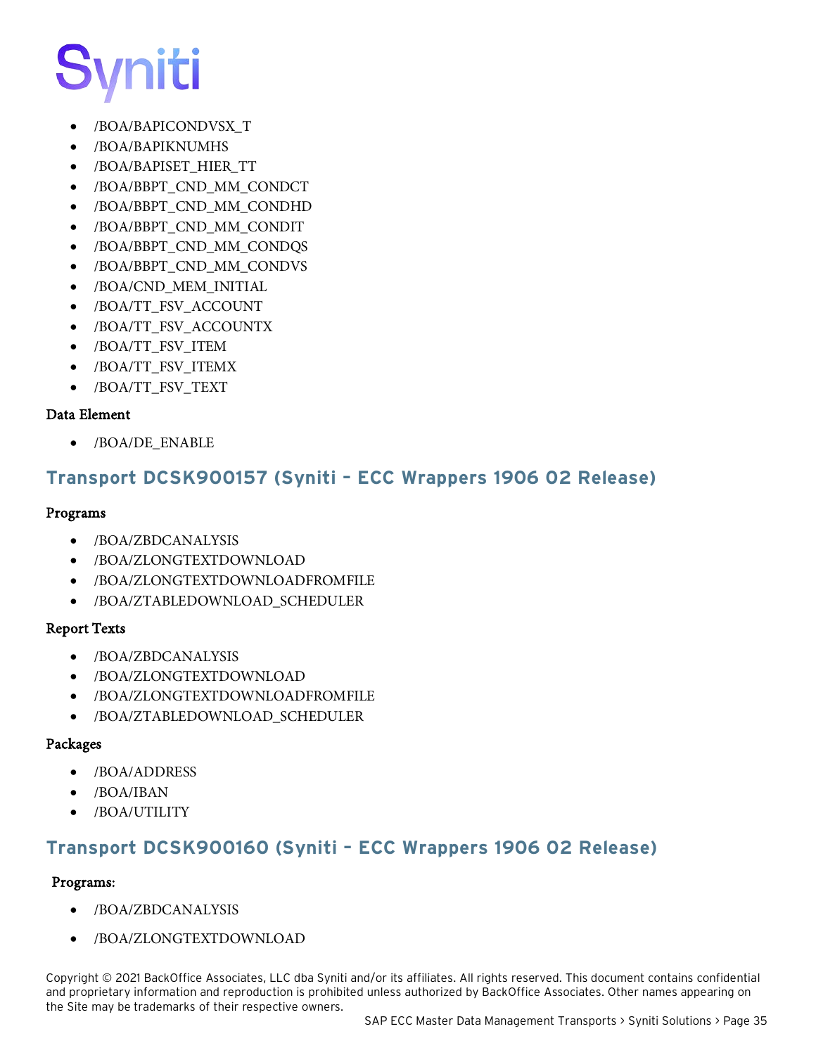- /BOA/BAPICONDVSX_T
- /BOA/BAPIKNUMHS
- /BOA/BAPISET_HIER_TT
- /BOA/BBPT_CND_MM_CONDCT
- /BOA/BBPT_CND_MM_CONDHD
- /BOA/BBPT_CND_MM_CONDIT
- /BOA/BBPT_CND_MM_CONDQS
- /BOA/BBPT_CND_MM_CONDVS
- /BOA/CND_MEM_INITIAL
- /BOA/TT_FSV_ACCOUNT
- /BOA/TT_FSV_ACCOUNTX
- /BOA/TT_FSV_ITEM
- /BOA/TT_FSV_ITEMX
- /BOA/TT_FSV_TEXT

#### Data Element

- /BOA/DE_ENABLE

## Transport DCSK900157 (Syniti – ECC Wrappers 1906 02 Release)

#### Programs

- /BOA/ZBDCANALYSIS
- /BOA/ZLONGTEXTDOWNLOAD
- /BOA/ZLONGTEXTDOWNLOADFROMFILE
- /BOA/ZTABLEDOWNLOAD_SCHEDULER

#### Report Texts

- /BOA/ZBDCANALYSIS
- /BOA/ZLONGTEXTDOWNLOAD
- /BOA/ZLONGTEXTDOWNLOADFROMFILE
- /BOA/ZTABLEDOWNLOAD_SCHEDULER

#### Packages

- /BOA/ADDRESS
- /BOA/IBAN
- /BOA/UTILITY

## Transport DCSK900160 (Syniti – ECC Wrappers 1906 02 Release)

#### Programs:

- /BOA/ZBDCANALYSIS
- /BOA/ZLONGTEXTDOWNLOAD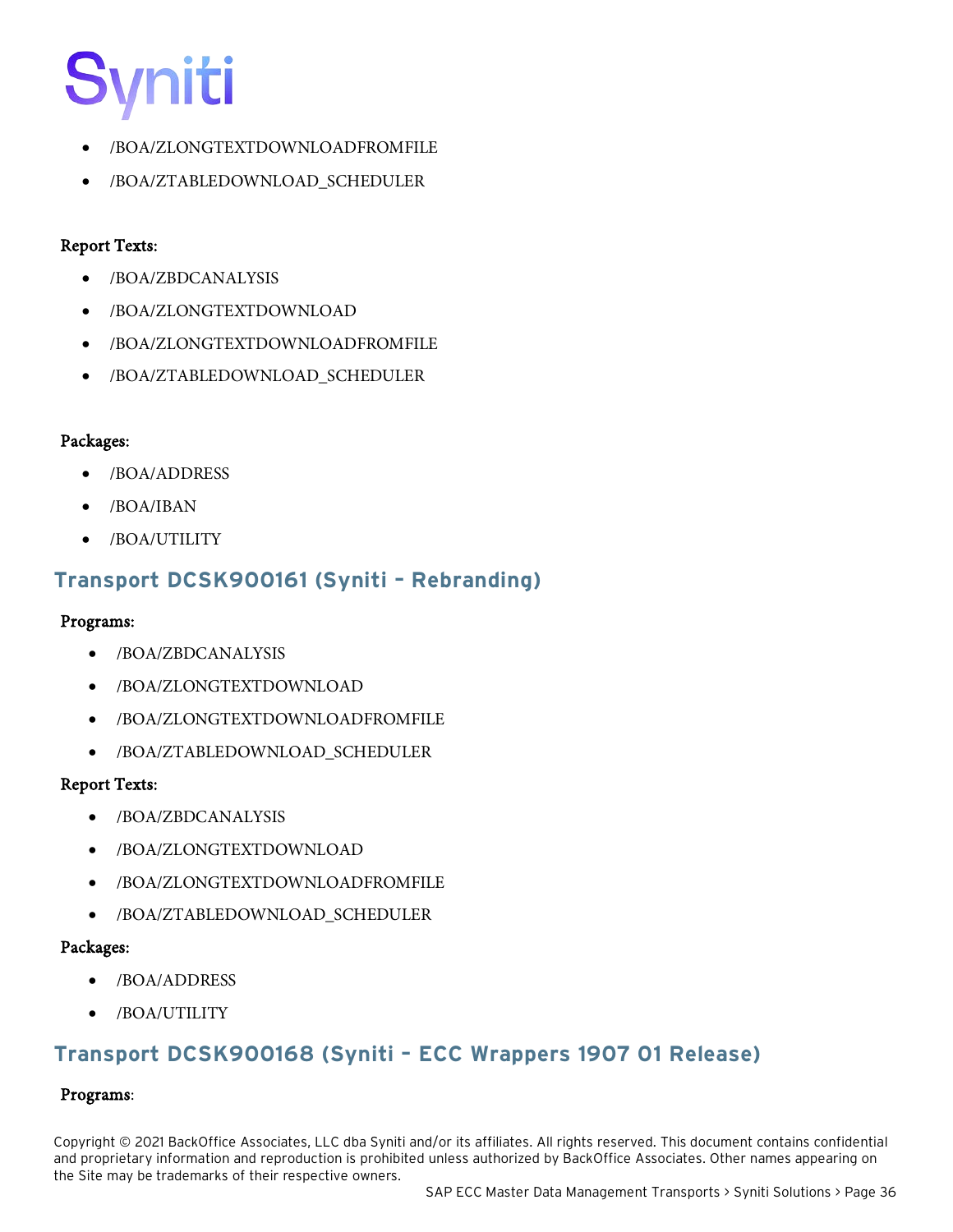- /BOA/ZLONGTEXTDOWNLOADFROMFILE
- /BOA/ZTABLEDOWNLOAD_SCHEDULER

**Report Texts:**

- /BOA/ZBDCANALYSIS
- /BOA/ZLONGTEXTDOWNLOAD
- /BOA/ZLONGTEXTDOWNLOADFROMFILE
- /BOA/ZTABLEDOWNLOAD_SCHEDULER

**Packages:**

- /BOA/ADDRESS
- /BOA/IBAN
- /BOA/UTILITY

## Transport DCSK900161 (Syniti – Rebranding)

**Programs:**

- /BOA/ZBDCANALYSIS
- /BOA/ZLONGTEXTDOWNLOAD
- /BOA/ZLONGTEXTDOWNLOADFROMFILE
- /BOA/ZTABLEDOWNLOAD_SCHEDULER

**Report Texts:**

- /BOA/ZBDCANALYSIS
- /BOA/ZLONGTEXTDOWNLOAD
- /BOA/ZLONGTEXTDOWNLOADFROMFILE
- /BOA/ZTABLEDOWNLOAD_SCHEDULER

**Packages:**

- /BOA/ADDRESS
- /BOA/UTILITY

## Transport DCSK900168 (Syniti – ECC Wrappers 1907 01 Release)

**Programs**: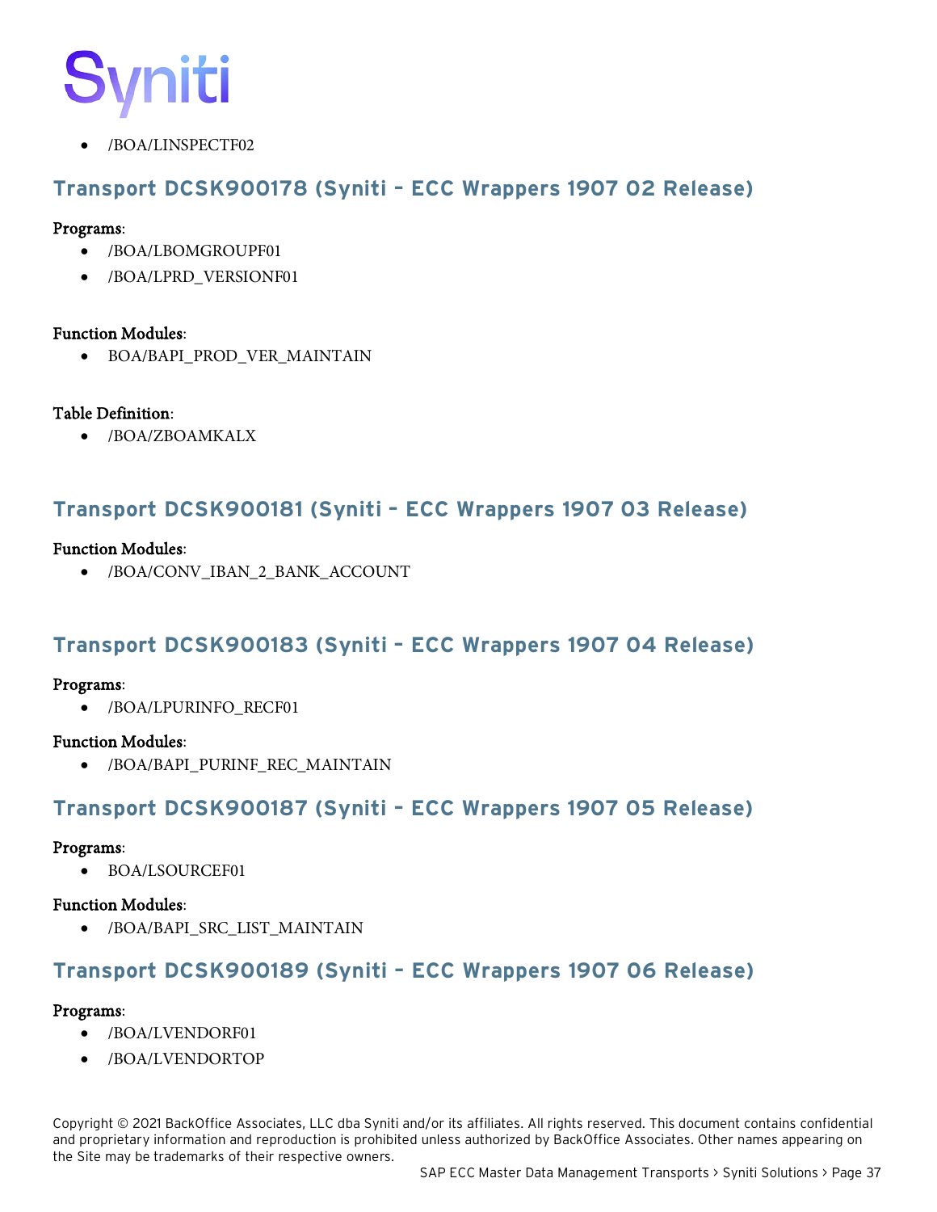- /BOA/LINSPECTF02

## Transport DCSK900178 (Syniti – ECC Wrappers 1907 02 Release)

**Programs**:

- /BOA/LBOMGROUPF01
- /BOA/LPRD_VERSIONF01

**Function Modules**:

- BOA/BAPI_PROD_VER_MAINTAIN

**Table Definition**:

- /BOA/ZBOAMKALX

## Transport DCSK900181 (Syniti – ECC Wrappers 1907 03 Release)

**Function Modules**:

- /BOA/CONV_IBAN_2_BANK_ACCOUNT

## Transport DCSK900183 (Syniti – ECC Wrappers 1907 04 Release)

**Programs**:

- /BOA/LPURINFO_RECF01

**Function Modules**:

- /BOA/BAPI_PURINF_REC_MAINTAIN

## Transport DCSK900187 (Syniti – ECC Wrappers 1907 05 Release)

**Programs**:

- BOA/LSOURCEF01

**Function Modules**:

- /BOA/BAPI_SRC_LIST_MAINTAIN

## Transport DCSK900189 (Syniti – ECC Wrappers 1907 06 Release)

**Programs**:

- /BOA/LVENDORF01
- /BOA/LVENDORTOP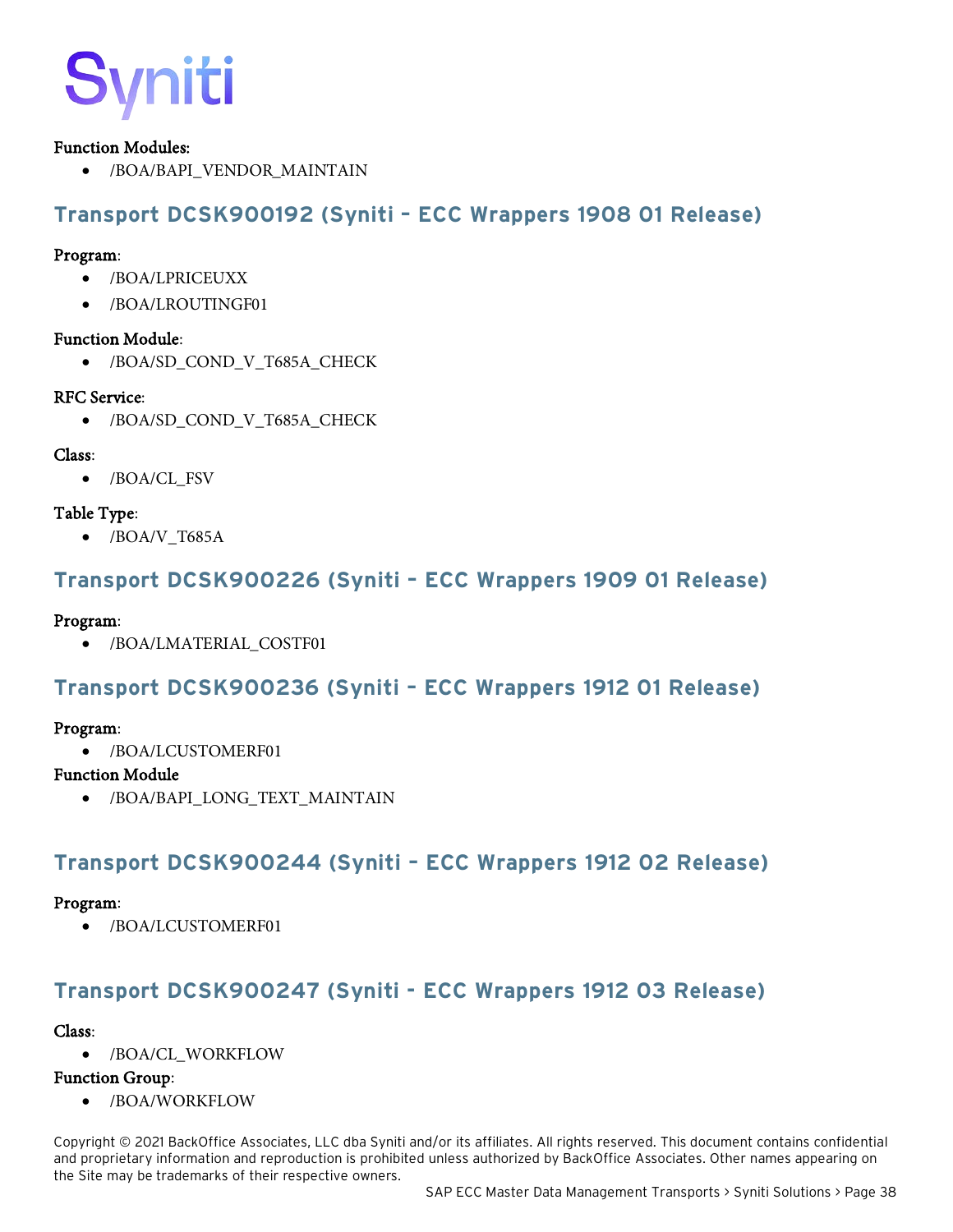**Function Modules:**

- /BOA/BAPI_VENDOR_MAINTAIN

## Transport DCSK900192 (Syniti – ECC Wrappers 1908 01 Release)

**Program**:

- /BOA/LPRICEUXX
- /BOA/LROUTINGF01

**Function Module**:

- /BOA/SD_COND_V_T685A_CHECK

**RFC Service**:

- /BOA/SD_COND_V_T685A_CHECK

**Class**:

- /BOA/CL_FSV

**Table Type**:

- /BOA/V_T685A

## Transport DCSK900226 (Syniti – ECC Wrappers 1909 01 Release)

**Program**:

- /BOA/LMATERIAL_COSTF01

## Transport DCSK900236 (Syniti – ECC Wrappers 1912 01 Release)

**Program**:

- /BOA/LCUSTOMERF01

**Function Module**

- /BOA/BAPI_LONG_TEXT_MAINTAIN

## Transport DCSK900244 (Syniti – ECC Wrappers 1912 02 Release)

**Program**:

- /BOA/LCUSTOMERF01

## Transport DCSK900247 (Syniti - ECC Wrappers 1912 03 Release)

**Class**:

- /BOA/CL_WORKFLOW

**Function Group**:

- /BOA/WORKFLOW

Copyright © 2021 BackOffice Associates, LLC dba Syniti and/or its affiliates. All rights reserved. This document contains confidential and proprietary information and reproduction is prohibited unless authorized by BackOffice Associates. Other names appearing on the Site may be trademarks of their respective owners.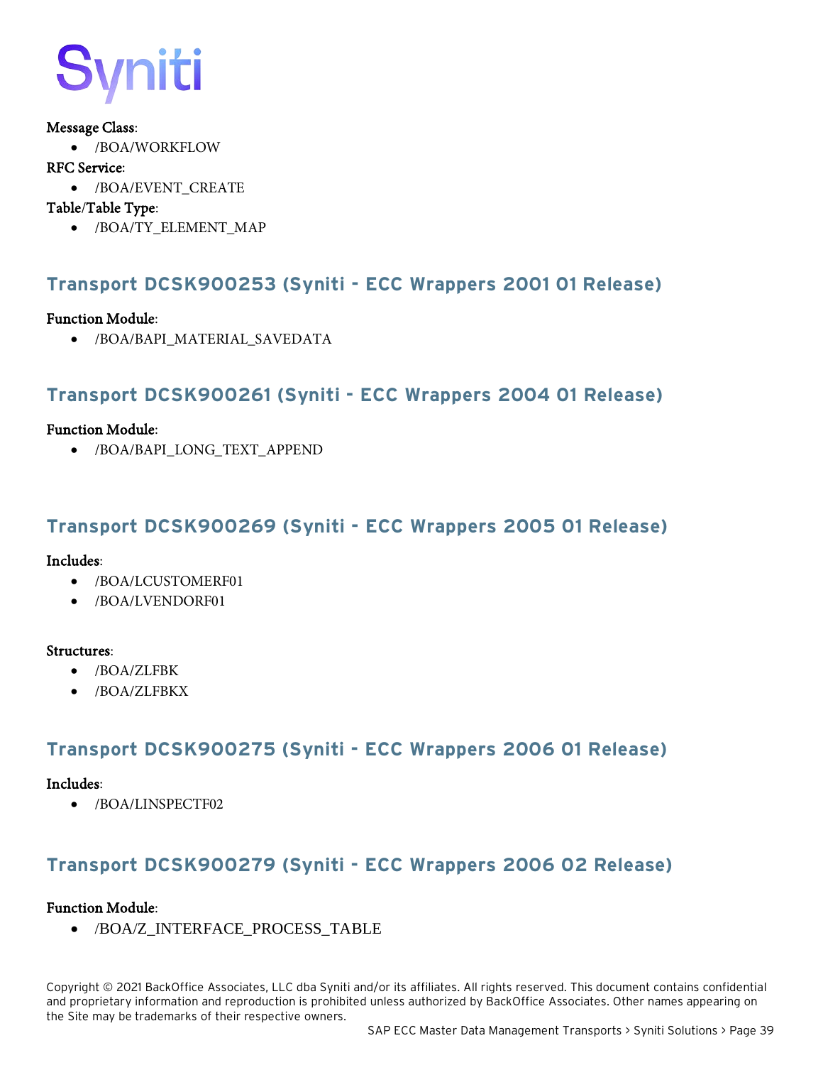**Message Class**:

- /BOA/WORKFLOW

**RFC Service**:

- /BOA/EVENT_CREATE

**Table/Table Type**:

- /BOA/TY_ELEMENT_MAP

## Transport DCSK900253 (Syniti - ECC Wrappers 2001 01 Release)

**Function Module**:

- /BOA/BAPI_MATERIAL_SAVEDATA

## Transport DCSK900261 (Syniti - ECC Wrappers 2004 01 Release)

**Function Module**:

- /BOA/BAPI_LONG_TEXT_APPEND

## Transport DCSK900269 (Syniti - ECC Wrappers 2005 01 Release)

**Includes**:

- /BOA/LCUSTOMERF01
- /BOA/LVENDORF01

**Structures**:

- /BOA/ZLFBK
- /BOA/ZLFBKX

## Transport DCSK900275 (Syniti - ECC Wrappers 2006 01 Release)

**Includes**:

- /BOA/LINSPECTF02

## Transport DCSK900279 (Syniti - ECC Wrappers 2006 02 Release)

**Function Module**:

- /BOA/Z_INTERFACE_PROCESS_TABLE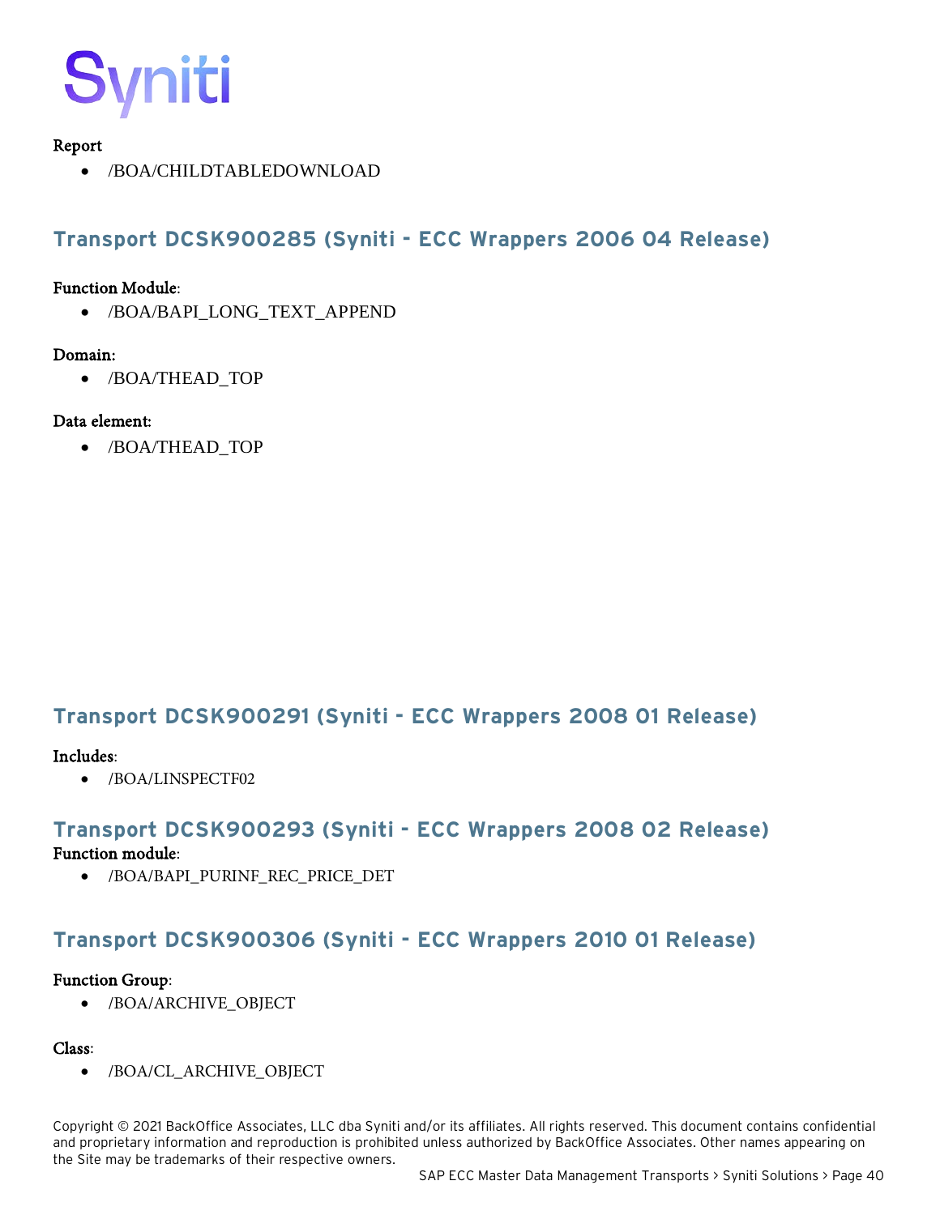**Report**

- /BOA/CHILDTABLEDOWNLOAD

## Transport DCSK900285 (Syniti - ECC Wrappers 2006 04 Release)

**Function Module**:

- /BOA/BAPI_LONG_TEXT_APPEND

**Domain:**

- /BOA/THEAD_TOP

**Data element:**

- /BOA/THEAD_TOP

## Transport DCSK900291 (Syniti - ECC Wrappers 2008 01 Release)

**Includes**:

- /BOA/LINSPECTF02

## Transport DCSK900293 (Syniti - ECC Wrappers 2008 02 Release)

**Function module**:

- /BOA/BAPI_PURINF_REC_PRICE_DET

## Transport DCSK900306 (Syniti - ECC Wrappers 2010 01 Release)

**Function Group**:

- /BOA/ARCHIVE_OBJECT

**Class**:

- /BOA/CL_ARCHIVE_OBJECT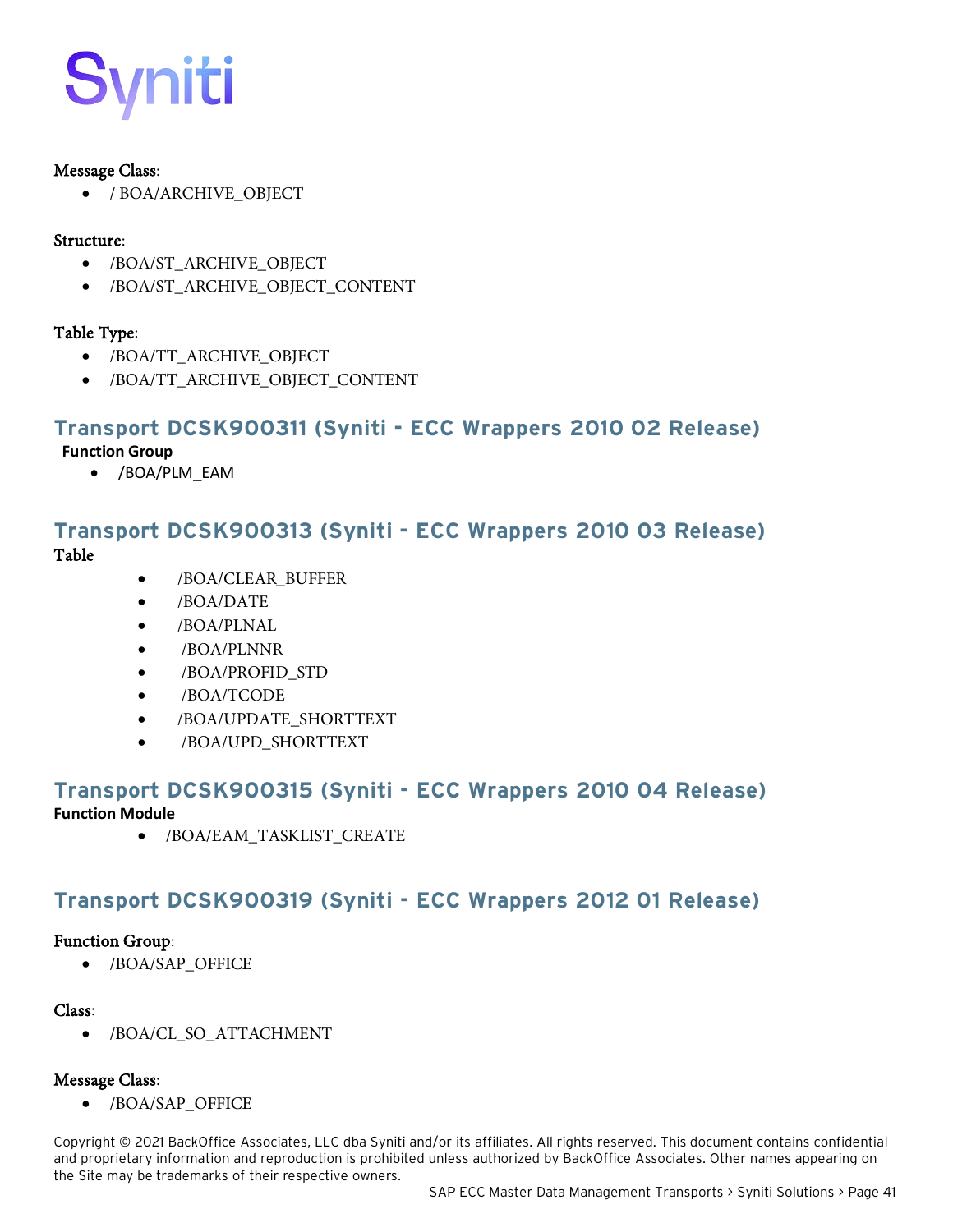Message Class:

- / BOA/ARCHIVE_OBJECT

Structure:

- /BOA/ST_ARCHIVE_OBJECT
- /BOA/ST_ARCHIVE_OBJECT_CONTENT

Table Type:

- /BOA/TT_ARCHIVE_OBJECT
- /BOA/TT_ARCHIVE_OBJECT_CONTENT

## Transport DCSK900311 (Syniti - ECC Wrappers 2010 02 Release)

**Function Group**

- /BOA/PLM_EAM

## Transport DCSK900313 (Syniti - ECC Wrappers 2010 03 Release)

Table

- /BOA/CLEAR_BUFFER
- /BOA/DATE
- /BOA/PLNAL
- /BOA/PLNNR
- /BOA/PROFID_STD
- /BOA/TCODE
- /BOA/UPDATE_SHORTTEXT
- /BOA/UPD_SHORTTEXT

## Transport DCSK900315 (Syniti - ECC Wrappers 2010 04 Release)

**Function Module**

- /BOA/EAM_TASKLIST_CREATE

## Transport DCSK900319 (Syniti - ECC Wrappers 2012 01 Release)

Function Group:

- /BOA/SAP_OFFICE

Class:

- /BOA/CL_SO_ATTACHMENT

Message Class:

- /BOA/SAP_OFFICE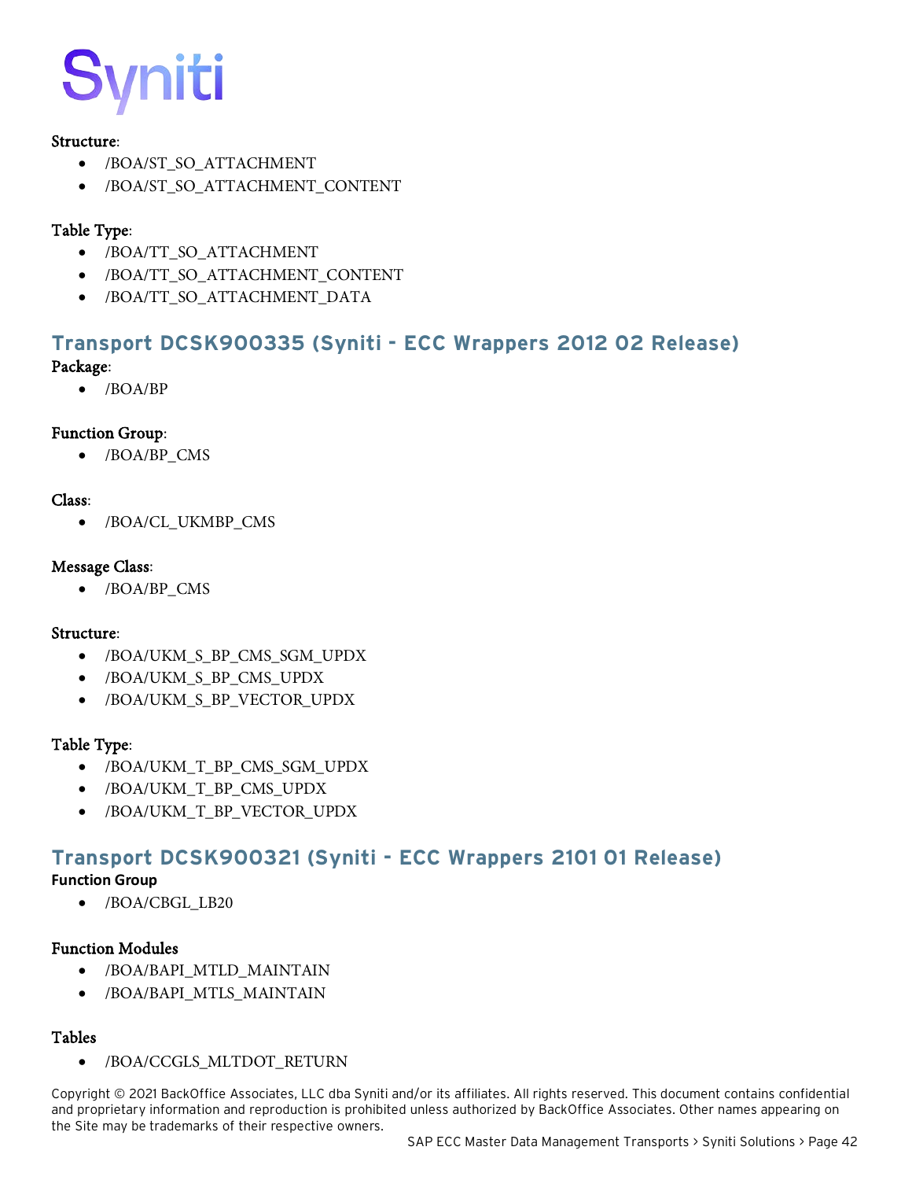**Structure**:

- /BOA/ST_SO_ATTACHMENT
- /BOA/ST_SO_ATTACHMENT_CONTENT

**Table Type**:

- /BOA/TT_SO_ATTACHMENT
- /BOA/TT_SO_ATTACHMENT_CONTENT
- /BOA/TT_SO_ATTACHMENT_DATA

## Transport DCSK900335 (Syniti - ECC Wrappers 2012 02 Release)

**Package**:

- /BOA/BP

**Function Group**:

- /BOA/BP_CMS

**Class**:

- /BOA/CL_UKMBP_CMS

**Message Class**:

- /BOA/BP_CMS

**Structure**:

- /BOA/UKM_S_BP_CMS_SGM_UPDX
- /BOA/UKM_S_BP_CMS_UPDX
- /BOA/UKM_S_BP_VECTOR_UPDX

**Table Type**:

- /BOA/UKM_T_BP_CMS_SGM_UPDX
- /BOA/UKM_T_BP_CMS_UPDX
- /BOA/UKM_T_BP_VECTOR_UPDX

## Transport DCSK900321 (Syniti - ECC Wrappers 2101 01 Release)

**Function Group**

- /BOA/CBGL_LB20

**Function Modules**

- /BOA/BAPI_MTLD_MAINTAIN
- /BOA/BAPI_MTLS_MAINTAIN

**Tables**

- /BOA/CCGLS_MLTDOT_RETURN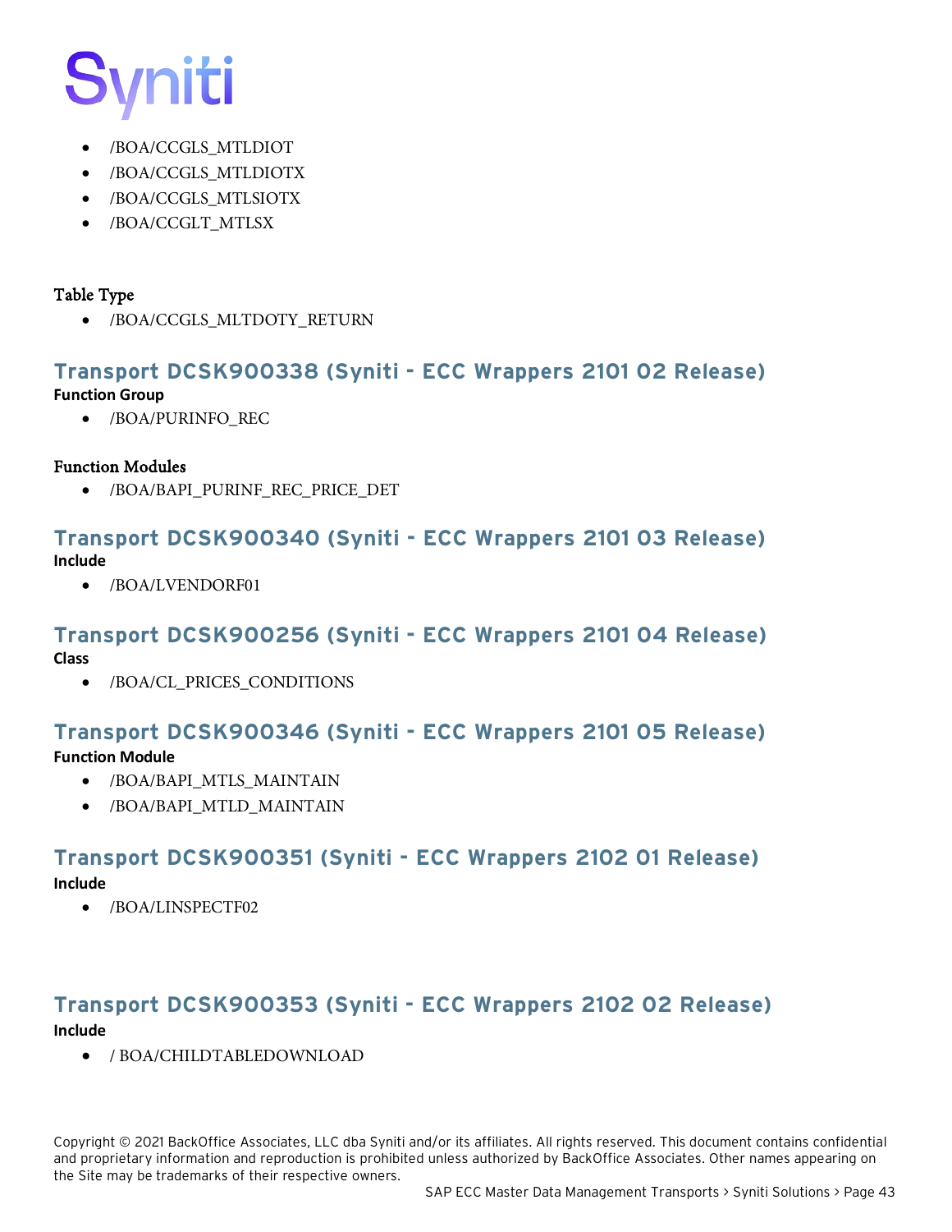- /BOA/CCGLS_MTLDIOT
- /BOA/CCGLS_MTLDIOTX
- /BOA/CCGLS_MTLSIOTX
- /BOA/CCGLT_MTLSX

**Table Type**

- /BOA/CCGLS_MLTDOTY_RETURN

## Transport DCSK900338 (Syniti - ECC Wrappers 2101 02 Release)

**Function Group**

- /BOA/PURINFO_REC

**Function Modules**

- /BOA/BAPI_PURINF_REC_PRICE_DET

## Transport DCSK900340 (Syniti - ECC Wrappers 2101 03 Release)

**Include**

- /BOA/LVENDORF01

## Transport DCSK900256 (Syniti - ECC Wrappers 2101 04 Release)

**Class**

- /BOA/CL_PRICES_CONDITIONS

## Transport DCSK900346 (Syniti - ECC Wrappers 2101 05 Release)

**Function Module**

- /BOA/BAPI_MTLS_MAINTAIN
- /BOA/BAPI_MTLD_MAINTAIN

## Transport DCSK900351 (Syniti - ECC Wrappers 2102 01 Release)

**Include**

- /BOA/LINSPECTF02

## Transport DCSK900353 (Syniti - ECC Wrappers 2102 02 Release)

**Include**

- / BOA/CHILDTABLEDOWNLOAD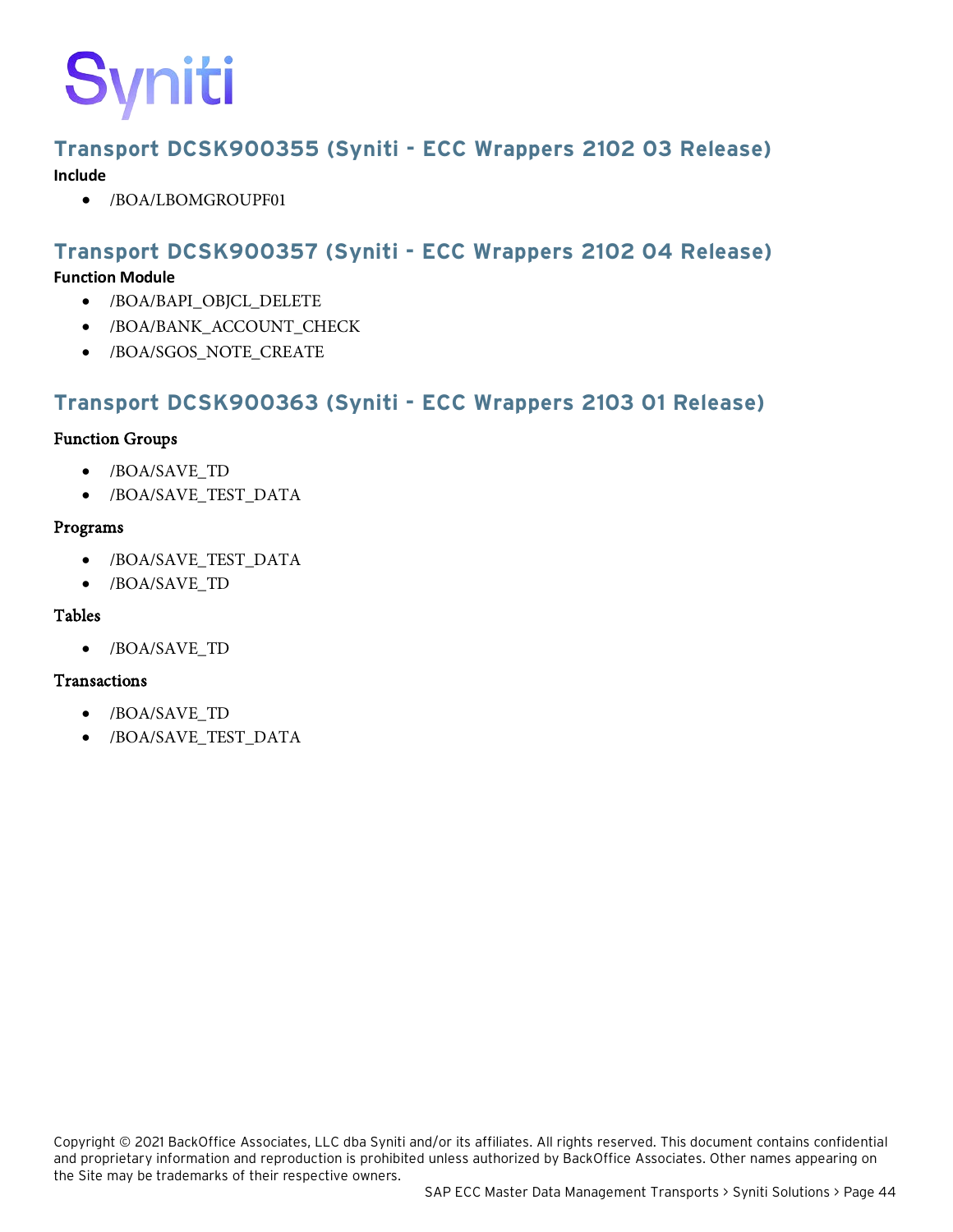## Transport DCSK900355 (Syniti - ECC Wrappers 2102 03 Release)

**Include**

- /BOA/LBOMGROUPF01

## Transport DCSK900357 (Syniti - ECC Wrappers 2102 04 Release)

**Function Module**

- /BOA/BAPI_OBJCL_DELETE
- /BOA/BANK_ACCOUNT_CHECK
- /BOA/SGOS_NOTE_CREATE

## Transport DCSK900363 (Syniti - ECC Wrappers 2103 01 Release)

**Function Groups**

- /BOA/SAVE_TD
- /BOA/SAVE_TEST_DATA

**Programs**

- /BOA/SAVE_TEST_DATA
- /BOA/SAVE_TD

**Tables**

- /BOA/SAVE_TD

**Transactions**

- /BOA/SAVE_TD
- /BOA/SAVE_TEST_DATA